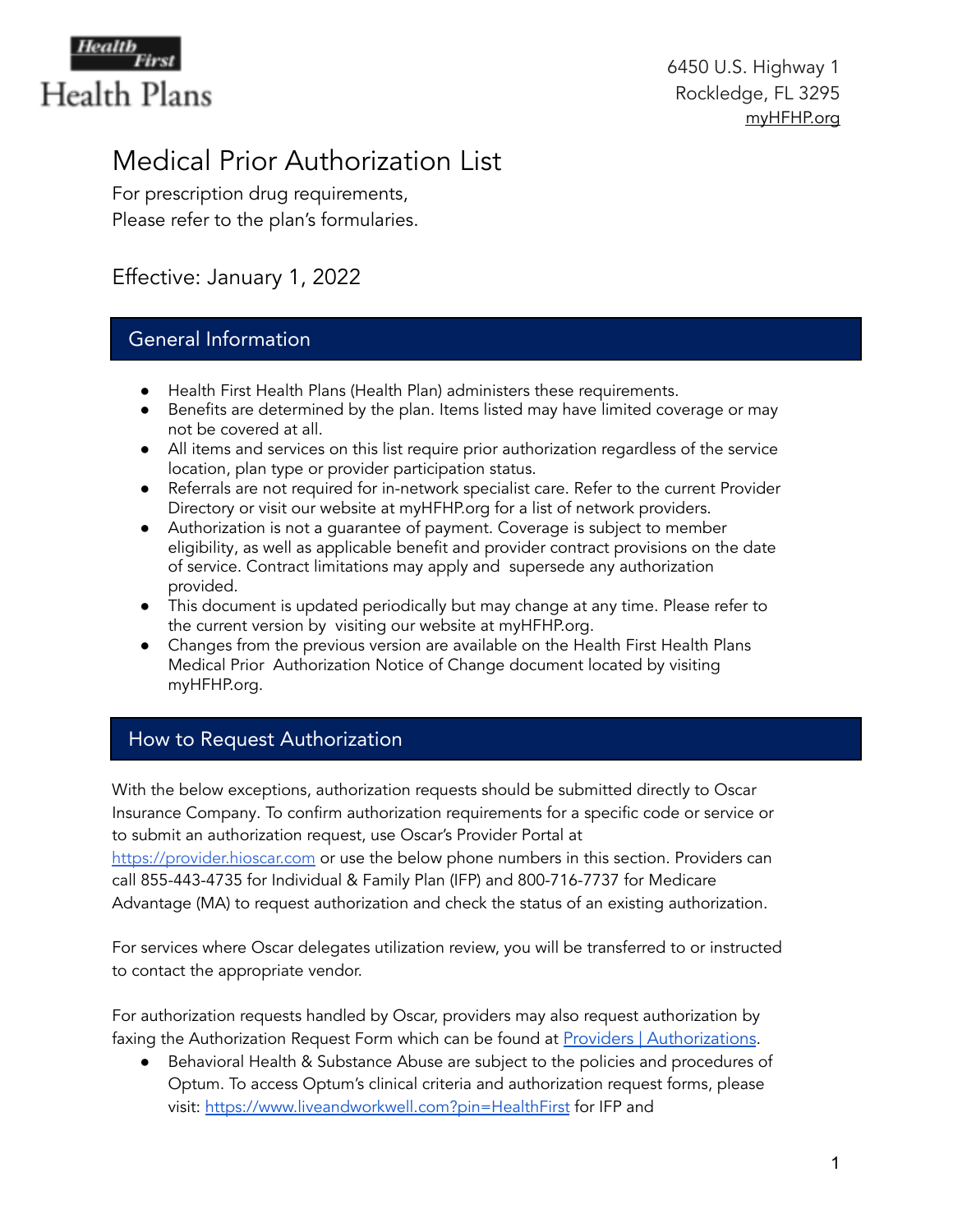Health First Health Plans

6450 U.S. Highway 1
Rockledge, FL 3295
myHFHP.org

# Medical Prior Authorization List

For prescription drug requirements,
Please refer to the plan's formularies.

Effective: January 1, 2022

## General Information

- Health First Health Plans (Health Plan) administers these requirements.
- Benefits are determined by the plan. Items listed may have limited coverage or may not be covered at all.
- All items and services on this list require prior authorization regardless of the service location, plan type or provider participation status.
- Referrals are not required for in-network specialist care. Refer to the current Provider Directory or visit our website at myHFHP.org for a list of network providers.
- Authorization is not a guarantee of payment. Coverage is subject to member eligibility, as well as applicable benefit and provider contract provisions on the date of service. Contract limitations may apply and supersede any authorization provided.
- This document is updated periodically but may change at any time. Please refer to the current version by visiting our website at myHFHP.org.
- Changes from the previous version are available on the Health First Health Plans Medical Prior Authorization Notice of Change document located by visiting myHFHP.org.

## How to Request Authorization

With the below exceptions, authorization requests should be submitted directly to Oscar Insurance Company. To confirm authorization requirements for a specific code or service or to submit an authorization request, use Oscar's Provider Portal at https://provider.hioscar.com or use the below phone numbers in this section. Providers can call 855-443-4735 for Individual & Family Plan (IFP) and 800-716-7737 for Medicare Advantage (MA) to request authorization and check the status of an existing authorization.

For services where Oscar delegates utilization review, you will be transferred to or instructed to contact the appropriate vendor.

For authorization requests handled by Oscar, providers may also request authorization by faxing the Authorization Request Form which can be found at Providers | Authorizations.

- Behavioral Health & Substance Abuse are subject to the policies and procedures of Optum. To access Optum's clinical criteria and authorization request forms, please visit: https://www.liveandworkwell.com?pin=HealthFirst for IFP and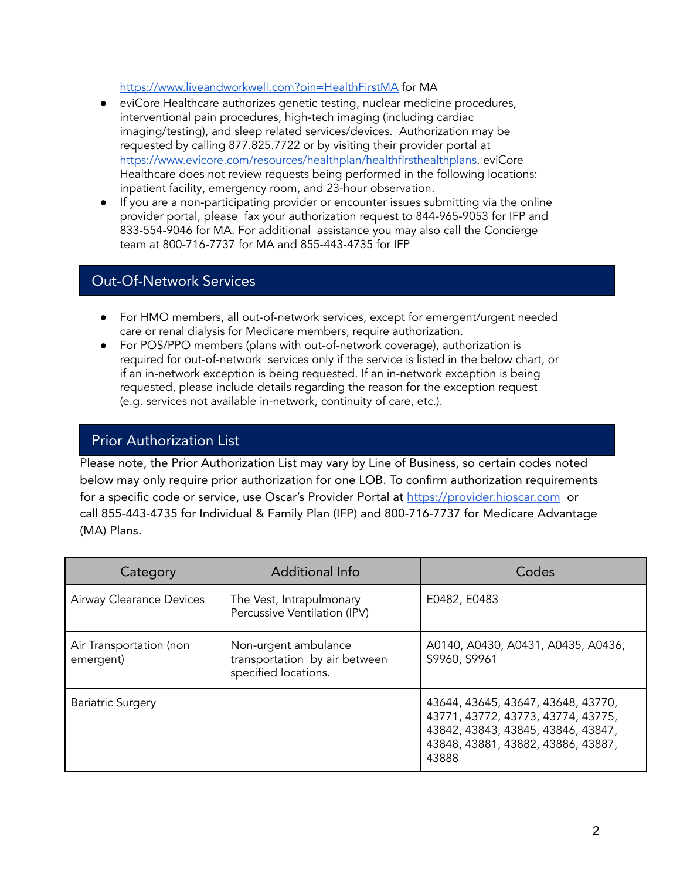https://www.liveandworkwell.com?pin=HealthFirstMA for MA

- eviCore Healthcare authorizes genetic testing, nuclear medicine procedures, interventional pain procedures, high-tech imaging (including cardiac imaging/testing), and sleep related services/devices. Authorization may be requested by calling 877.825.7722 or by visiting their provider portal at https://www.evicore.com/resources/healthplan/healthfirsthealthplans. eviCore Healthcare does not review requests being performed in the following locations: inpatient facility, emergency room, and 23-hour observation.
- If you are a non-participating provider or encounter issues submitting via the online provider portal, please fax your authorization request to 844-965-9053 for IFP and 833-554-9046 for MA. For additional assistance you may also call the Concierge team at 800-716-7737 for MA and 855-443-4735 for IFP

## Out-Of-Network Services

- For HMO members, all out-of-network services, except for emergent/urgent needed care or renal dialysis for Medicare members, require authorization.
- For POS/PPO members (plans with out-of-network coverage), authorization is required for out-of-network services only if the service is listed in the below chart, or if an in-network exception is being requested. If an in-network exception is being requested, please include details regarding the reason for the exception request (e.g. services not available in-network, continuity of care, etc.).

## Prior Authorization List

Please note, the Prior Authorization List may vary by Line of Business, so certain codes noted below may only require prior authorization for one LOB. To confirm authorization requirements for a specific code or service, use Oscar's Provider Portal at https://provider.hioscar.com or call 855-443-4735 for Individual & Family Plan (IFP) and 800-716-7737 for Medicare Advantage (MA) Plans.

| Category | Additional Info | Codes |
|---|---|---|
| Airway Clearance Devices | The Vest, Intrapulmonary Percussive Ventilation (IPV) | E0482, E0483 |
| Air Transportation (non emergent) | Non-urgent ambulance transportation by air between specified locations. | A0140, A0430, A0431, A0435, A0436, S9960, S9961 |
| Bariatric Surgery | | 43644, 43645, 43647, 43648, 43770, 43771, 43772, 43773, 43774, 43775, 43842, 43843, 43845, 43846, 43847, 43848, 43881, 43882, 43886, 43887, 43888 |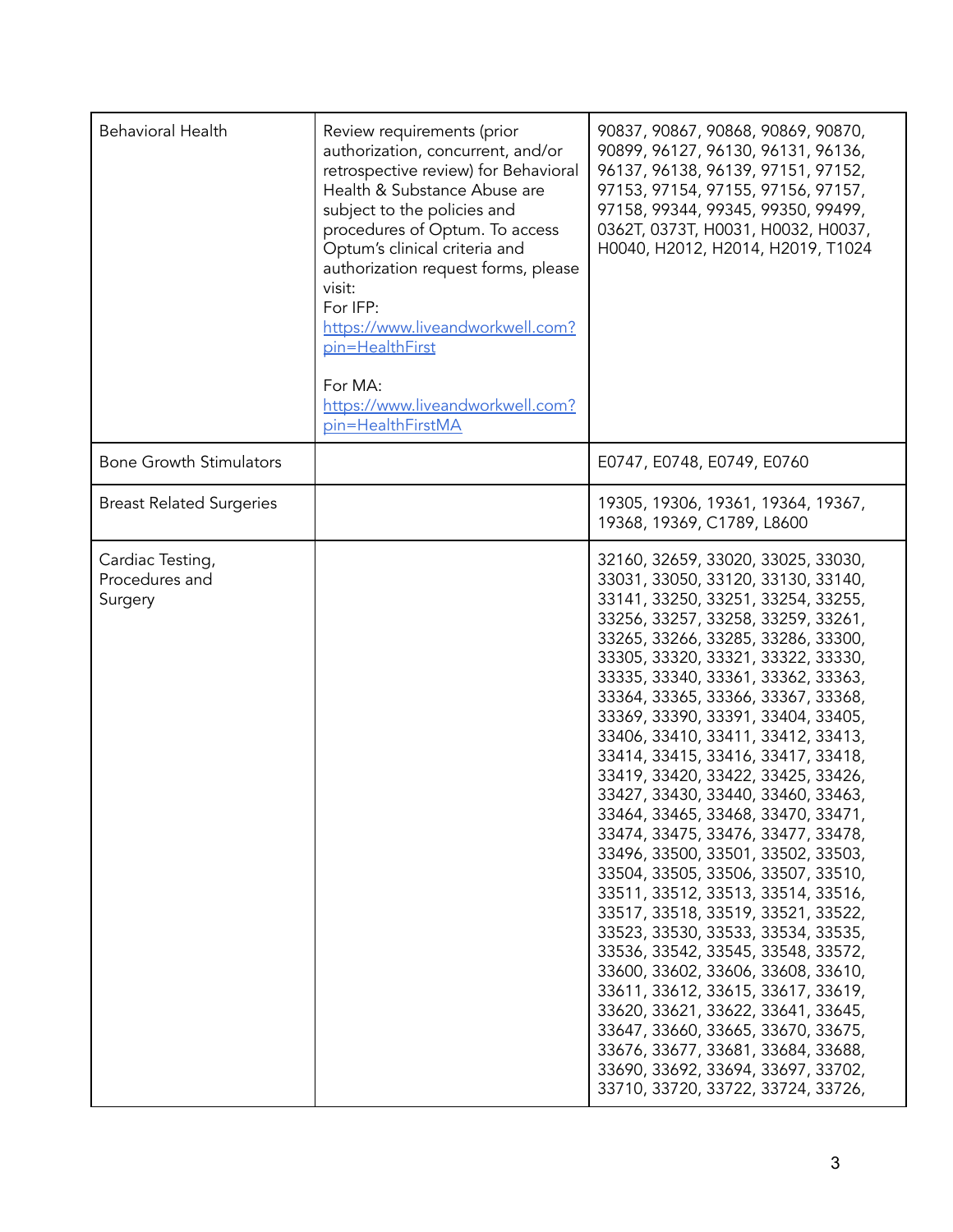| Behavioral Health | Review requirements (prior authorization, concurrent, and/or retrospective review) for Behavioral Health & Substance Abuse are subject to the policies and procedures of Optum. To access Optum's clinical criteria and authorization request forms, please visit:<br>For IFP:<br>https://www.liveandworkwell.com?pin=HealthFirst<br><br>For MA:<br>https://www.liveandworkwell.com?pin=HealthFirstMA | 90837, 90867, 90868, 90869, 90870, 90899, 96127, 96130, 96131, 96136, 96137, 96138, 96139, 97151, 97152, 97153, 97154, 97155, 97156, 97157, 97158, 99344, 99345, 99350, 99499, 0362T, 0373T, H0031, H0032, H0037, H0040, H2012, H2014, H2019, T1024 |
|---|---|---|
| Bone Growth Stimulators | | E0747, E0748, E0749, E0760 |
| Breast Related Surgeries | | 19305, 19306, 19361, 19364, 19367, 19368, 19369, C1789, L8600 |
| Cardiac Testing, Procedures and Surgery | | 32160, 32659, 33020, 33025, 33030, 33031, 33050, 33120, 33130, 33140, 33141, 33250, 33251, 33254, 33255, 33256, 33257, 33258, 33259, 33261, 33265, 33266, 33285, 33286, 33300, 33305, 33320, 33321, 33322, 33330, 33335, 33340, 33361, 33362, 33363, 33364, 33365, 33366, 33367, 33368, 33369, 33390, 33391, 33404, 33405, 33406, 33410, 33411, 33412, 33413, 33414, 33415, 33416, 33417, 33418, 33419, 33420, 33422, 33425, 33426, 33427, 33430, 33440, 33460, 33463, 33464, 33465, 33468, 33470, 33471, 33474, 33475, 33476, 33477, 33478, 33496, 33500, 33501, 33502, 33503, 33504, 33505, 33506, 33507, 33510, 33511, 33512, 33513, 33514, 33516, 33517, 33518, 33519, 33521, 33522, 33523, 33530, 33533, 33534, 33535, 33536, 33542, 33545, 33548, 33572, 33600, 33602, 33606, 33608, 33610, 33611, 33612, 33615, 33617, 33619, 33620, 33621, 33622, 33641, 33645, 33647, 33660, 33665, 33670, 33675, 33676, 33677, 33681, 33684, 33688, 33690, 33692, 33694, 33697, 33702, 33710, 33720, 33722, 33724, 33726, |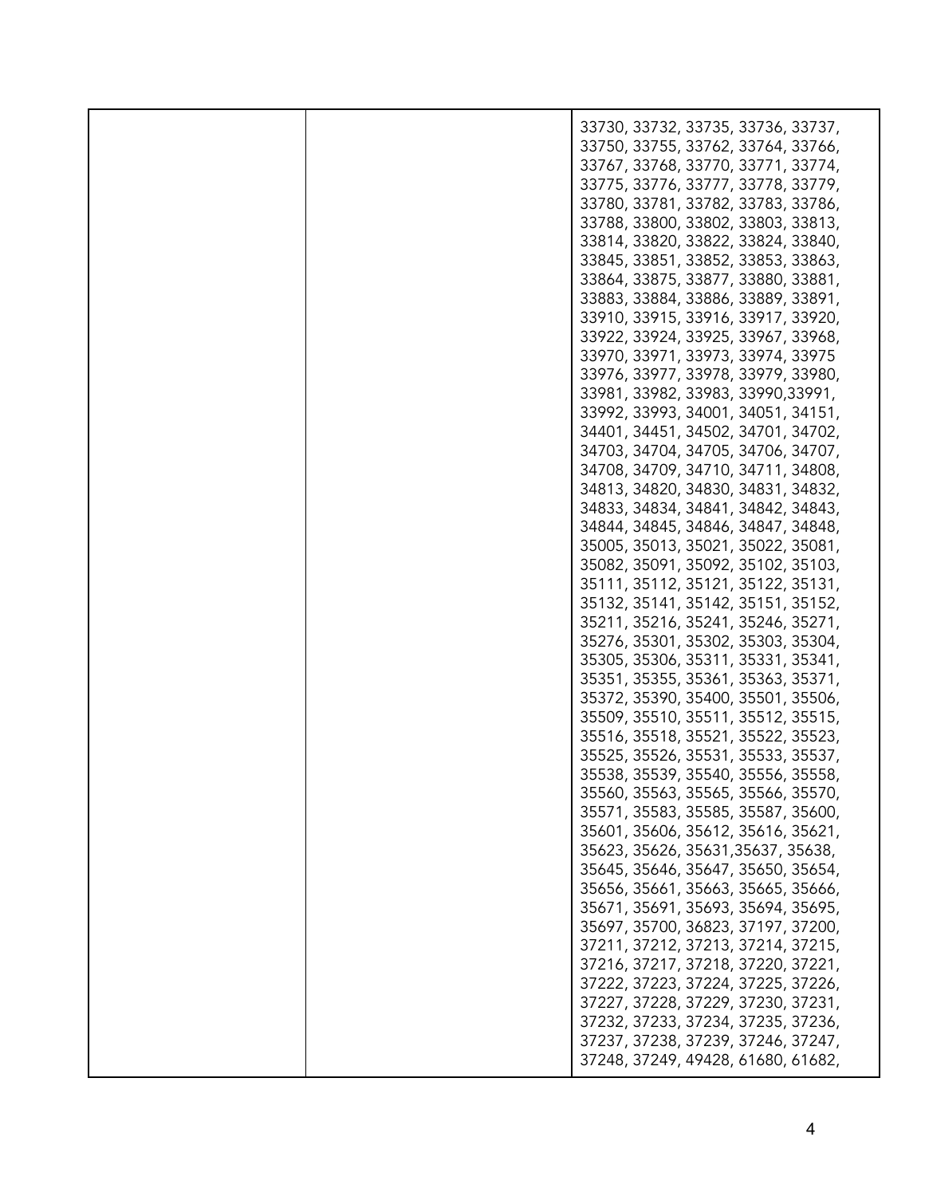|  |  | 33730, 33732, 33735, 33736, 33737, 33750, 33755, 33762, 33764, 33766, 33767, 33768, 33770, 33771, 33774, 33775, 33776, 33777, 33778, 33779, 33780, 33781, 33782, 33783, 33786, 33788, 33800, 33802, 33803, 33813, 33814, 33820, 33822, 33824, 33840, 33845, 33851, 33852, 33853, 33863, 33864, 33875, 33877, 33880, 33881, 33883, 33884, 33886, 33889, 33891, 33910, 33915, 33916, 33917, 33920, 33922, 33924, 33925, 33967, 33968, 33970, 33971, 33973, 33974, 33975 33976, 33977, 33978, 33979, 33980, 33981, 33982, 33983, 33990,33991, 33992, 33993, 34001, 34051, 34151, 34401, 34451, 34502, 34701, 34702, 34703, 34704, 34705, 34706, 34707, 34708, 34709, 34710, 34711, 34808, 34813, 34820, 34830, 34831, 34832, 34833, 34834, 34841, 34842, 34843, 34844, 34845, 34846, 34847, 34848, 35005, 35013, 35021, 35022, 35081, 35082, 35091, 35092, 35102, 35103, 35111, 35112, 35121, 35122, 35131, 35132, 35141, 35142, 35151, 35152, 35211, 35216, 35241, 35246, 35271, 35276, 35301, 35302, 35303, 35304, 35305, 35306, 35311, 35331, 35341, 35351, 35355, 35361, 35363, 35371, 35372, 35390, 35400, 35501, 35506, 35509, 35510, 35511, 35512, 35515, 35516, 35518, 35521, 35522, 35523, 35525, 35526, 35531, 35533, 35537, 35538, 35539, 35540, 35556, 35558, 35560, 35563, 35565, 35566, 35570, 35571, 35583, 35585, 35587, 35600, 35601, 35606, 35612, 35616, 35621, 35623, 35626, 35631,35637, 35638, 35645, 35646, 35647, 35650, 35654, 35656, 35661, 35663, 35665, 35666, 35671, 35691, 35693, 35694, 35695, 35697, 35700, 36823, 37197, 37200, 37211, 37212, 37213, 37214, 37215, 37216, 37217, 37218, 37220, 37221, 37222, 37223, 37224, 37225, 37226, 37227, 37228, 37229, 37230, 37231, 37232, 37233, 37234, 37235, 37236, 37237, 37238, 37239, 37246, 37247, 37248, 37249, 49428, 61680, 61682, |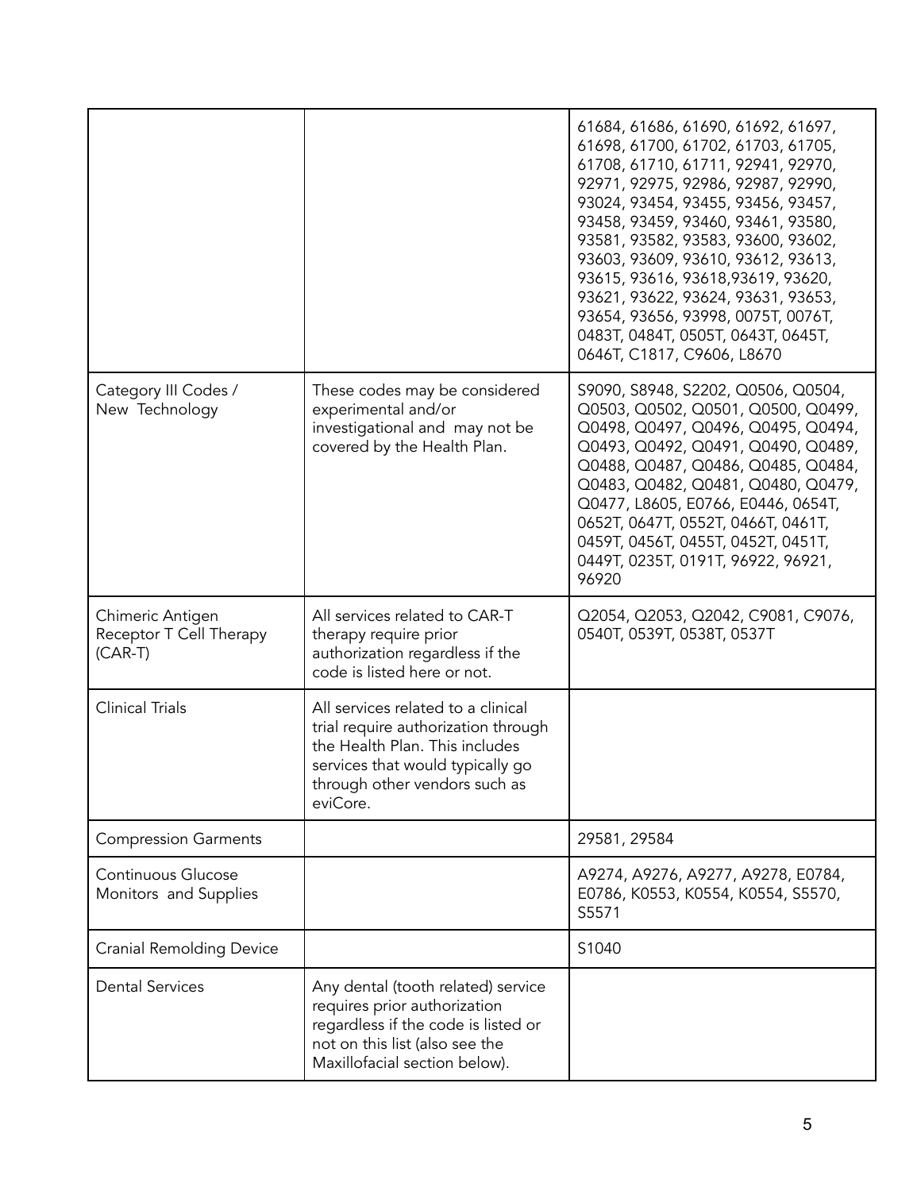| | | |
|---|---|---|
| | | 61684, 61686, 61690, 61692, 61697, 61698, 61700, 61702, 61703, 61705, 61708, 61710, 61711, 92941, 92970, 92971, 92975, 92986, 92987, 92990, 93024, 93454, 93455, 93456, 93457, 93458, 93459, 93460, 93461, 93580, 93581, 93582, 93583, 93600, 93602, 93603, 93609, 93610, 93612, 93613, 93615, 93616, 93618,93619, 93620, 93621, 93622, 93624, 93631, 93653, 93654, 93656, 93998, 0075T, 0076T, 0483T, 0484T, 0505T, 0643T, 0645T, 0646T, C1817, C9606, L8670 |
| Category III Codes / New Technology | These codes may be considered experimental and/or investigational and may not be covered by the Health Plan. | S9090, S8948, S2202, Q0506, Q0504, Q0503, Q0502, Q0501, Q0500, Q0499, Q0498, Q0497, Q0496, Q0495, Q0494, Q0493, Q0492, Q0491, Q0490, Q0489, Q0488, Q0487, Q0486, Q0485, Q0484, Q0483, Q0482, Q0481, Q0480, Q0479, Q0477, L8605, E0766, E0446, 0654T, 0652T, 0647T, 0552T, 0466T, 0461T, 0459T, 0456T, 0455T, 0452T, 0451T, 0449T, 0235T, 0191T, 96922, 96921, 96920 |
| Chimeric Antigen Receptor T Cell Therapy (CAR-T) | All services related to CAR-T therapy require prior authorization regardless if the code is listed here or not. | Q2054, Q2053, Q2042, C9081, C9076, 0540T, 0539T, 0538T, 0537T |
| Clinical Trials | All services related to a clinical trial require authorization through the Health Plan. This includes services that would typically go through other vendors such as eviCore. | |
| Compression Garments | | 29581, 29584 |
| Continuous Glucose Monitors and Supplies | | A9274, A9276, A9277, A9278, E0784, E0786, K0553, K0554, K0554, S5570, S5571 |
| Cranial Remolding Device | | S1040 |
| Dental Services | Any dental (tooth related) service requires prior authorization regardless if the code is listed or not on this list (also see the Maxillofacial section below). | |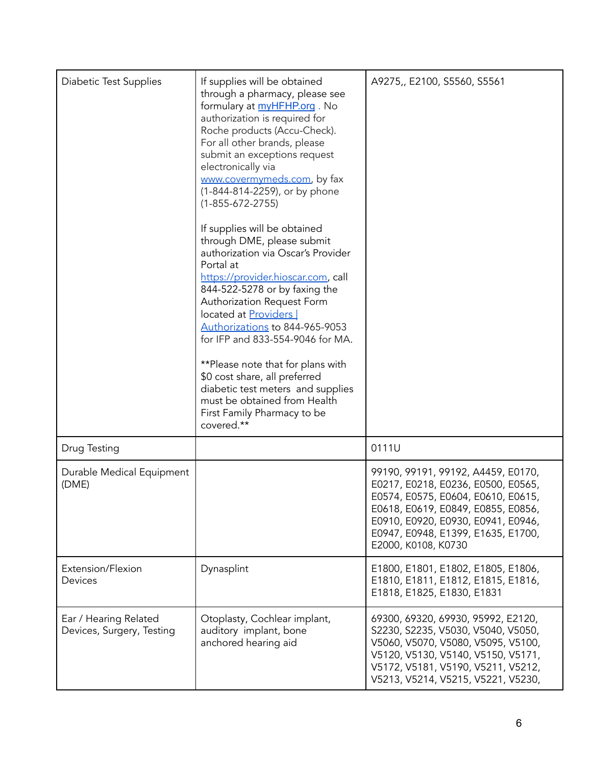| | | |
|---|---|---|
| Diabetic Test Supplies | If supplies will be obtained through a pharmacy, please see formulary at [myHFHP.org](myHFHP.org) . No authorization is required for Roche products (Accu-Check). For all other brands, please submit an exceptions request electronically via [www.covermymeds.com](www.covermymeds.com), by fax (1-844-814-2259), or by phone (1-855-672-2755)<br><br>If supplies will be obtained through DME, please submit authorization via Oscar's Provider Portal at [https://provider.hioscar.com](https://provider.hioscar.com), call 844-522-5278 or by faxing the Authorization Request Form located at [Providers \| Authorizations](#) to 844-965-9053 for IFP and 833-554-9046 for MA.<br><br>**Please note that for plans with $0 cost share, all preferred diabetic test meters and supplies must be obtained from Health First Family Pharmacy to be covered.** | A9275,, E2100, S5560, S5561 |
| Drug Testing | | 0111U |
| Durable Medical Equipment (DME) | | 99190, 99191, 99192, A4459, E0170, E0217, E0218, E0236, E0500, E0565, E0574, E0575, E0604, E0610, E0615, E0618, E0619, E0849, E0855, E0856, E0910, E0920, E0930, E0941, E0946, E0947, E0948, E1399, E1635, E1700, E2000, K0108, K0730 |
| Extension/Flexion Devices | Dynasplint | E1800, E1801, E1802, E1805, E1806, E1810, E1811, E1812, E1815, E1816, E1818, E1825, E1830, E1831 |
| Ear / Hearing Related Devices, Surgery, Testing | Otoplasty, Cochlear implant, auditory implant, bone anchored hearing aid | 69300, 69320, 69930, 95992, E2120, S2230, S2235, V5030, V5040, V5050, V5060, V5070, V5080, V5095, V5100, V5120, V5130, V5140, V5150, V5171, V5172, V5181, V5190, V5211, V5212, V5213, V5214, V5215, V5221, V5230, |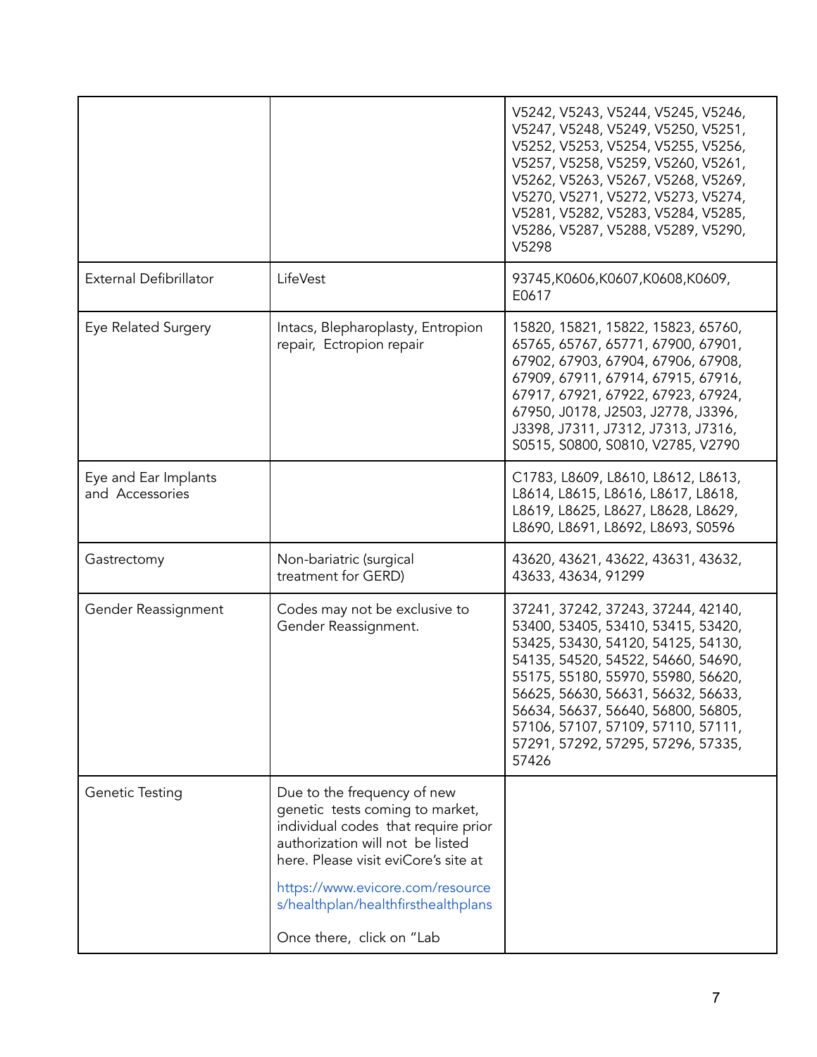| | | |
|---|---|---|
| | | V5242, V5243, V5244, V5245, V5246, V5247, V5248, V5249, V5250, V5251, V5252, V5253, V5254, V5255, V5256, V5257, V5258, V5259, V5260, V5261, V5262, V5263, V5267, V5268, V5269, V5270, V5271, V5272, V5273, V5274, V5281, V5282, V5283, V5284, V5285, V5286, V5287, V5288, V5289, V5290, V5298 |
| External Defibrillator | LifeVest | 93745,K0606,K0607,K0608,K0609, E0617 |
| Eye Related Surgery | Intacs, Blepharoplasty, Entropion repair, Ectropion repair | 15820, 15821, 15822, 15823, 65760, 65765, 65767, 65771, 67900, 67901, 67902, 67903, 67904, 67906, 67908, 67909, 67911, 67914, 67915, 67916, 67917, 67921, 67922, 67923, 67924, 67950, J0178, J2503, J2778, J3396, J3398, J7311, J7312, J7313, J7316, S0515, S0800, S0810, V2785, V2790 |
| Eye and Ear Implants and Accessories | | C1783, L8609, L8610, L8612, L8613, L8614, L8615, L8616, L8617, L8618, L8619, L8625, L8627, L8628, L8629, L8690, L8691, L8692, L8693, S0596 |
| Gastrectomy | Non-bariatric (surgical treatment for GERD) | 43620, 43621, 43622, 43631, 43632, 43633, 43634, 91299 |
| Gender Reassignment | Codes may not be exclusive to Gender Reassignment. | 37241, 37242, 37243, 37244, 42140, 53400, 53405, 53410, 53415, 53420, 53425, 53430, 54120, 54125, 54130, 54135, 54520, 54522, 54660, 54690, 55175, 55180, 55970, 55980, 56620, 56625, 56630, 56631, 56632, 56633, 56634, 56637, 56640, 56800, 56805, 57106, 57107, 57109, 57110, 57111, 57291, 57292, 57295, 57296, 57335, 57426 |
| Genetic Testing | Due to the frequency of new genetic tests coming to market, individual codes that require prior authorization will not be listed here. Please visit eviCore's site at https://www.evicore.com/resources/healthplan/healthfirsthealthplans Once there, click on "Lab | |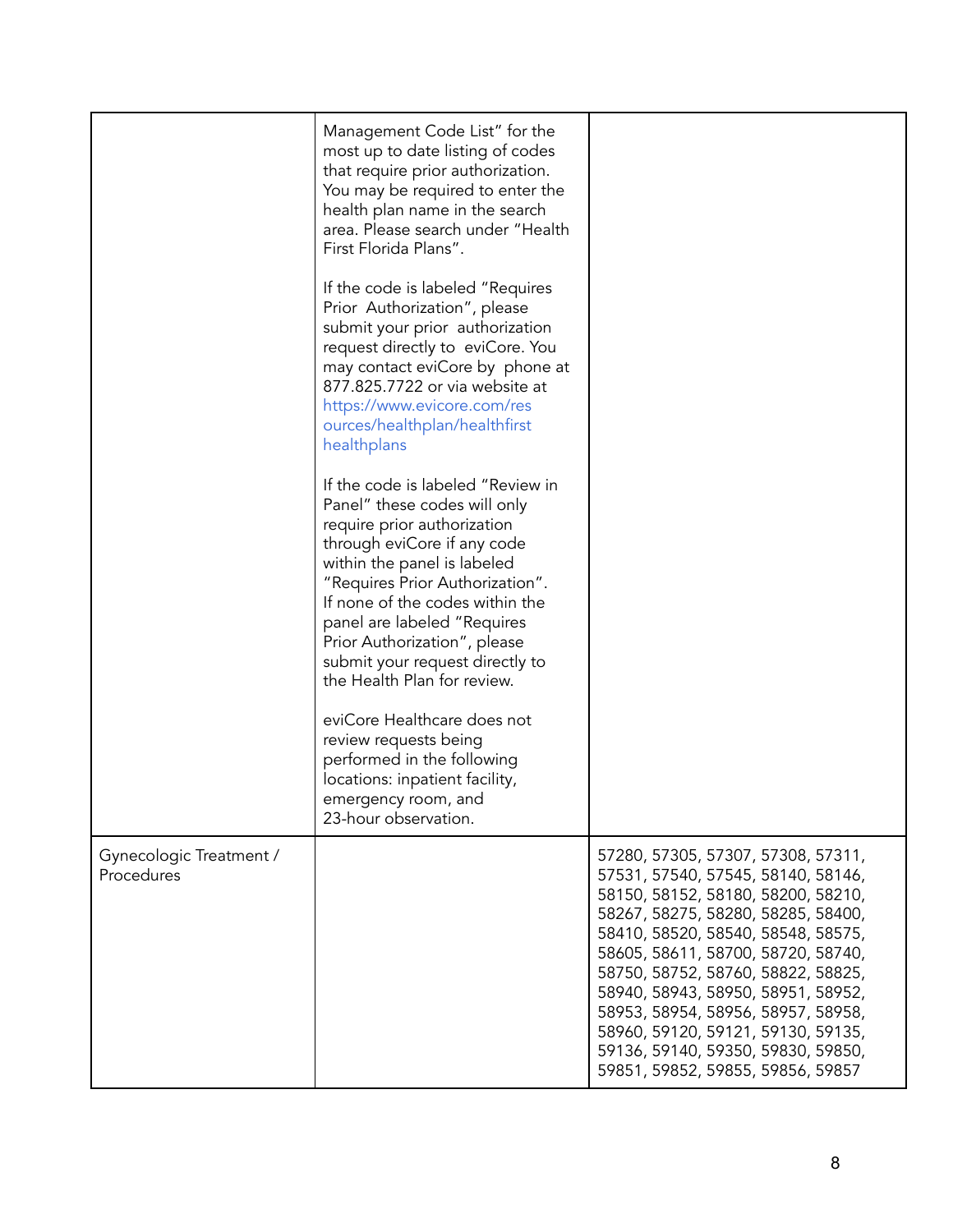| | | |
|---|---|---|
| | Management Code List" for the most up to date listing of codes that require prior authorization. You may be required to enter the health plan name in the search area. Please search under "Health First Florida Plans".<br><br>If the code is labeled "Requires Prior Authorization", please submit your prior authorization request directly to eviCore. You may contact eviCore by phone at 877.825.7722 or via website at https://www.evicore.com/resources/healthplan/healthfirsthealthplans<br><br>If the code is labeled "Review in Panel" these codes will only require prior authorization through eviCore if any code within the panel is labeled "Requires Prior Authorization". If none of the codes within the panel are labeled "Requires Prior Authorization", please submit your request directly to the Health Plan for review.<br><br>eviCore Healthcare does not review requests being performed in the following locations: inpatient facility, emergency room, and 23-hour observation. | |
| Gynecologic Treatment / Procedures | | 57280, 57305, 57307, 57308, 57311, 57531, 57540, 57545, 58140, 58146, 58150, 58152, 58180, 58200, 58210, 58267, 58275, 58280, 58285, 58400, 58410, 58520, 58540, 58548, 58575, 58605, 58611, 58700, 58720, 58740, 58750, 58752, 58760, 58822, 58825, 58940, 58943, 58950, 58951, 58952, 58953, 58954, 58956, 58957, 58958, 58960, 59120, 59121, 59130, 59135, 59136, 59140, 59350, 59830, 59850, 59851, 59852, 59855, 59856, 59857 |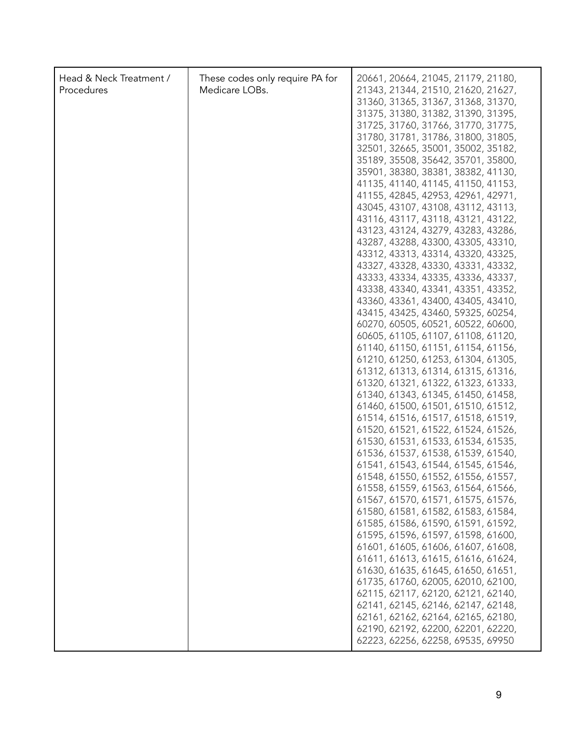| Head & Neck Treatment / Procedures | These codes only require PA for Medicare LOBs. | 20661, 20664, 21045, 21179, 21180, 21343, 21344, 21510, 21620, 21627, 31360, 31365, 31367, 31368, 31370, 31375, 31380, 31382, 31390, 31395, 31725, 31760, 31766, 31770, 31775, 31780, 31781, 31786, 31800, 31805, 32501, 32665, 35001, 35002, 35182, 35189, 35508, 35642, 35701, 35800, 35901, 38380, 38381, 38382, 41130, 41135, 41140, 41145, 41150, 41153, 41155, 42845, 42953, 42961, 42971, 43045, 43107, 43108, 43112, 43113, 43116, 43117, 43118, 43121, 43122, 43123, 43124, 43279, 43283, 43286, 43287, 43288, 43300, 43305, 43310, 43312, 43313, 43314, 43320, 43325, 43327, 43328, 43330, 43331, 43332, 43333, 43334, 43335, 43336, 43337, 43338, 43340, 43341, 43351, 43352, 43360, 43361, 43400, 43405, 43410, 43415, 43425, 43460, 59325, 60254, 60270, 60505, 60521, 60522, 60600, 60605, 61105, 61107, 61108, 61120, 61140, 61150, 61151, 61154, 61156, 61210, 61250, 61253, 61304, 61305, 61312, 61313, 61314, 61315, 61316, 61320, 61321, 61322, 61323, 61333, 61340, 61343, 61345, 61450, 61458, 61460, 61500, 61501, 61510, 61512, 61514, 61516, 61517, 61518, 61519, 61520, 61521, 61522, 61524, 61526, 61530, 61531, 61533, 61534, 61535, 61536, 61537, 61538, 61539, 61540, 61541, 61543, 61544, 61545, 61546, 61548, 61550, 61552, 61556, 61557, 61558, 61559, 61563, 61564, 61566, 61567, 61570, 61571, 61575, 61576, 61580, 61581, 61582, 61583, 61584, 61585, 61586, 61590, 61591, 61592, 61595, 61596, 61597, 61598, 61600, 61601, 61605, 61606, 61607, 61608, 61611, 61613, 61615, 61616, 61624, 61630, 61635, 61645, 61650, 61651, 61735, 61760, 62005, 62010, 62100, 62115, 62117, 62120, 62121, 62140, 62141, 62145, 62146, 62147, 62148, 62161, 62162, 62164, 62165, 62180, 62190, 62192, 62200, 62201, 62220, 62223, 62256, 62258, 69535, 69950 |
|---|---|---|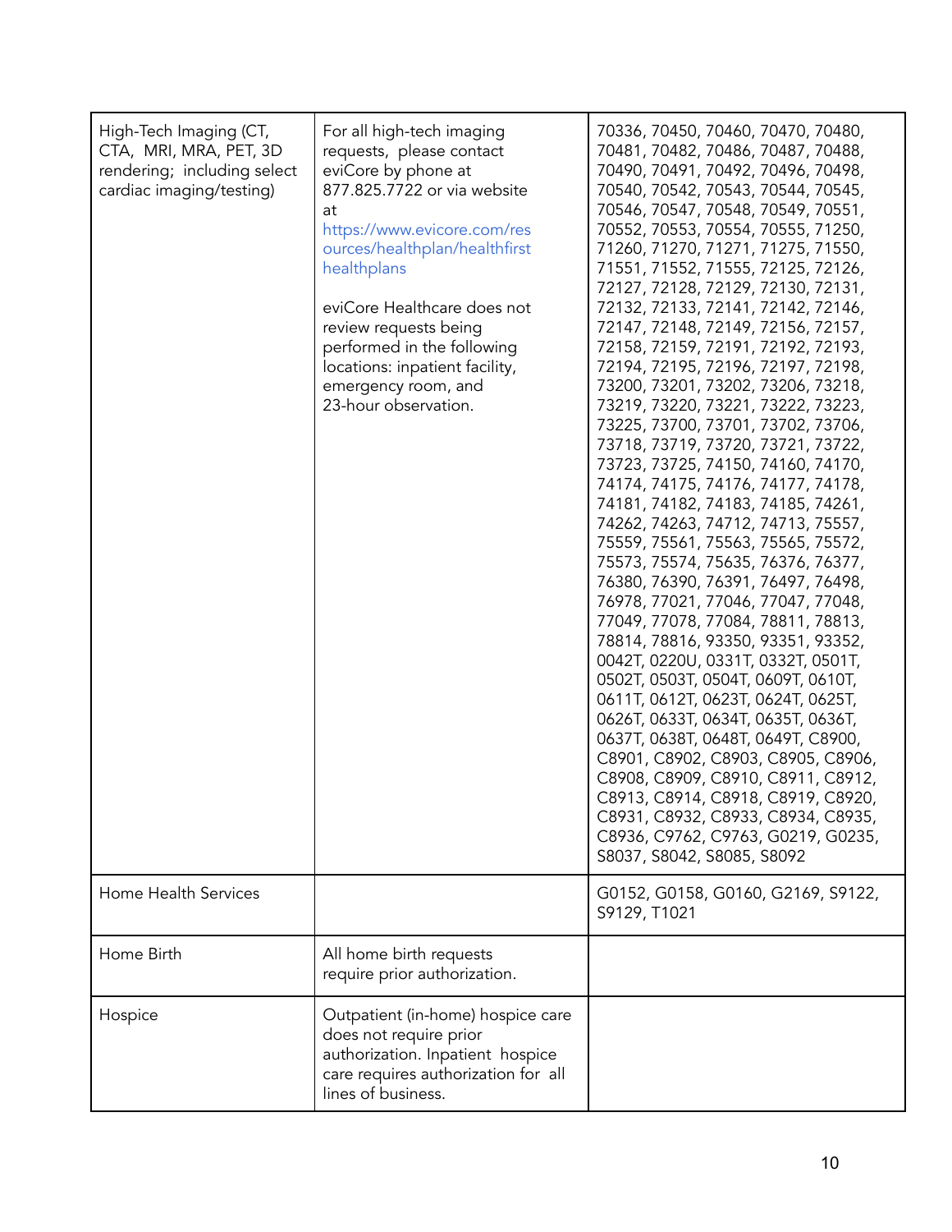| | | |
|---|---|---|
| High-Tech Imaging (CT, CTA, MRI, MRA, PET, 3D rendering; including select cardiac imaging/testing) | For all high-tech imaging requests, please contact eviCore by phone at 877.825.7722 or via website at https://www.evicore.com/resources/healthplan/healthfirsthealthplans<br><br>eviCore Healthcare does not review requests being performed in the following locations: inpatient facility, emergency room, and 23-hour observation. | 70336, 70450, 70460, 70470, 70480, 70481, 70482, 70486, 70487, 70488, 70490, 70491, 70492, 70496, 70498, 70540, 70542, 70543, 70544, 70545, 70546, 70547, 70548, 70549, 70551, 70552, 70553, 70554, 70555, 71250, 71260, 71270, 71271, 71275, 71550, 71551, 71552, 71555, 72125, 72126, 72127, 72128, 72129, 72130, 72131, 72132, 72133, 72141, 72142, 72146, 72147, 72148, 72149, 72156, 72157, 72158, 72159, 72191, 72192, 72193, 72194, 72195, 72196, 72197, 72198, 73200, 73201, 73202, 73206, 73218, 73219, 73220, 73221, 73222, 73223, 73225, 73700, 73701, 73702, 73706, 73718, 73719, 73720, 73721, 73722, 73723, 73725, 74150, 74160, 74170, 74174, 74175, 74176, 74177, 74178, 74181, 74182, 74183, 74185, 74261, 74262, 74263, 74712, 74713, 75557, 75559, 75561, 75563, 75565, 75572, 75573, 75574, 75635, 76376, 76377, 76380, 76390, 76391, 76497, 76498, 76978, 77021, 77046, 77047, 77048, 77049, 77078, 77084, 78811, 78813, 78814, 78816, 93350, 93351, 93352, 0042T, 0220U, 0331T, 0332T, 0501T, 0502T, 0503T, 0504T, 0609T, 0610T, 0611T, 0612T, 0623T, 0624T, 0625T, 0626T, 0633T, 0634T, 0635T, 0636T, 0637T, 0638T, 0648T, 0649T, C8900, C8901, C8902, C8903, C8905, C8906, C8908, C8909, C8910, C8911, C8912, C8913, C8914, C8918, C8919, C8920, C8931, C8932, C8933, C8934, C8935, C8936, C9762, C9763, G0219, G0235, S8037, S8042, S8085, S8092 |
| Home Health Services | | G0152, G0158, G0160, G2169, S9122, S9129, T1021 |
| Home Birth | All home birth requests require prior authorization. | |
| Hospice | Outpatient (in-home) hospice care does not require prior authorization. Inpatient hospice care requires authorization for all lines of business. | |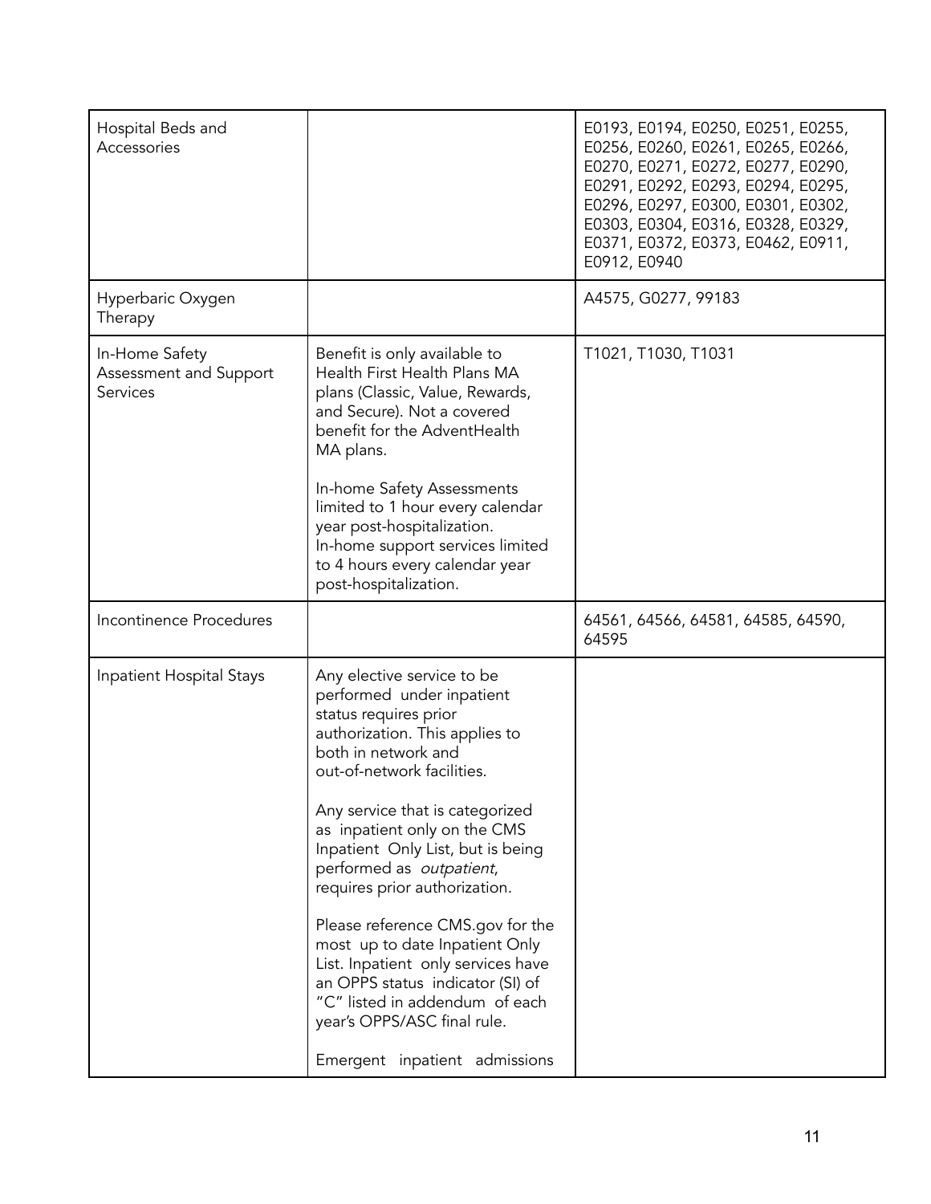| | | |
|---|---|---|
| Hospital Beds and Accessories | | E0193, E0194, E0250, E0251, E0255, E0256, E0260, E0261, E0265, E0266, E0270, E0271, E0272, E0277, E0290, E0291, E0292, E0293, E0294, E0295, E0296, E0297, E0300, E0301, E0302, E0303, E0304, E0316, E0328, E0329, E0371, E0372, E0373, E0462, E0911, E0912, E0940 |
| Hyperbaric Oxygen Therapy | | A4575, G0277, 99183 |
| In-Home Safety Assessment and Support Services | Benefit is only available to Health First Health Plans MA plans (Classic, Value, Rewards, and Secure). Not a covered benefit for the AdventHealth MA plans.<br><br>In-home Safety Assessments limited to 1 hour every calendar year post-hospitalization. In-home support services limited to 4 hours every calendar year post-hospitalization. | T1021, T1030, T1031 |
| Incontinence Procedures | | 64561, 64566, 64581, 64585, 64590, 64595 |
| Inpatient Hospital Stays | Any elective service to be performed under inpatient status requires prior authorization. This applies to both in network and out-of-network facilities.<br><br>Any service that is categorized as inpatient only on the CMS Inpatient Only List, but is being performed as *outpatient*, requires prior authorization.<br><br>Please reference CMS.gov for the most up to date Inpatient Only List. Inpatient only services have an OPPS status indicator (SI) of "C" listed in addendum of each year's OPPS/ASC final rule.<br><br>Emergent inpatient admissions | |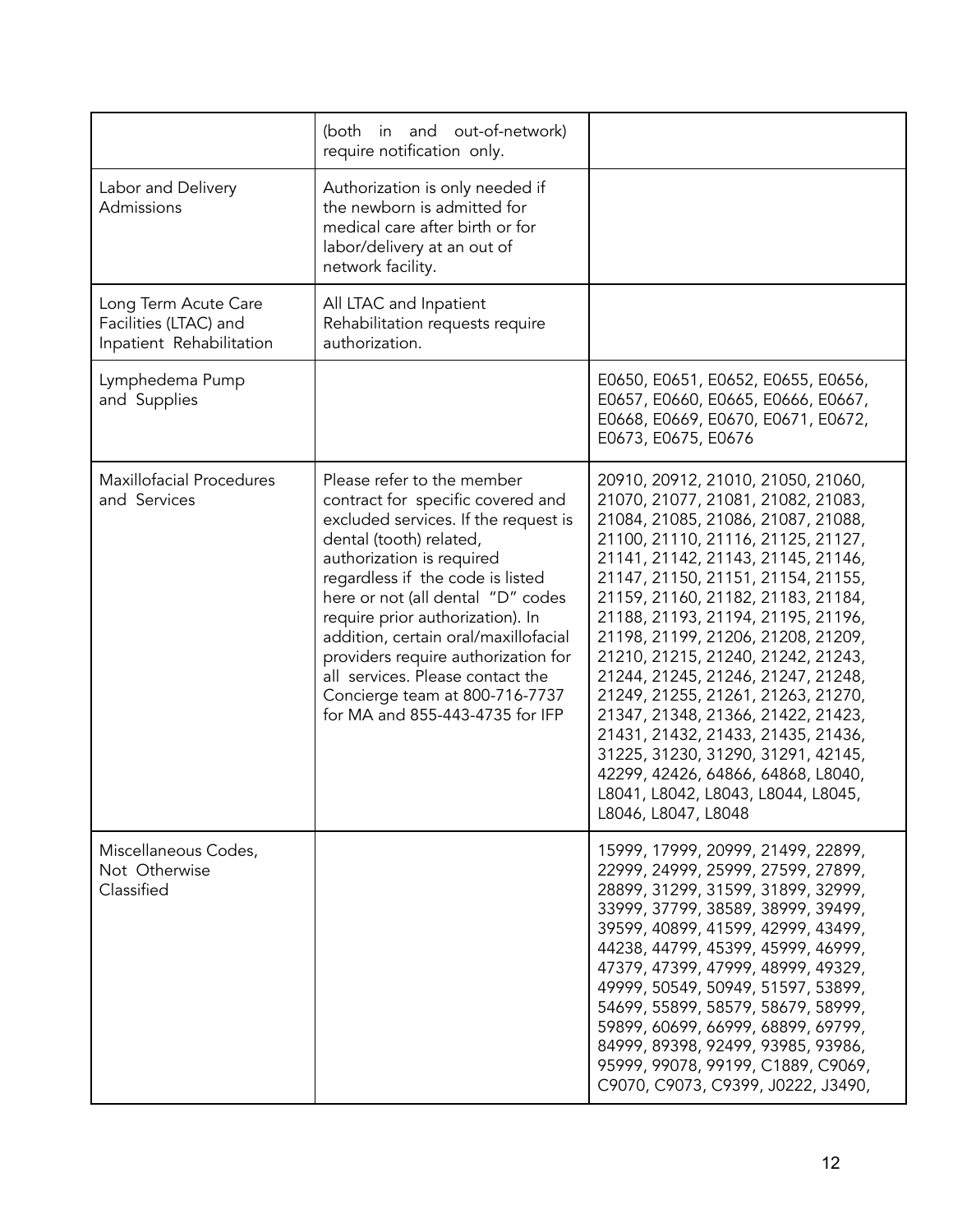| | | |
|---|---|---|
| | (both in and out-of-network) require notification only. | |
| Labor and Delivery Admissions | Authorization is only needed if the newborn is admitted for medical care after birth or for labor/delivery at an out of network facility. | |
| Long Term Acute Care Facilities (LTAC) and Inpatient Rehabilitation | All LTAC and Inpatient Rehabilitation requests require authorization. | |
| Lymphedema Pump and Supplies | | E0650, E0651, E0652, E0655, E0656, E0657, E0660, E0665, E0666, E0667, E0668, E0669, E0670, E0671, E0672, E0673, E0675, E0676 |
| Maxillofacial Procedures and Services | Please refer to the member contract for specific covered and excluded services. If the request is dental (tooth) related, authorization is required regardless if the code is listed here or not (all dental "D" codes require prior authorization). In addition, certain oral/maxillofacial providers require authorization for all services. Please contact the Concierge team at 800-716-7737 for MA and 855-443-4735 for IFP | 20910, 20912, 21010, 21050, 21060, 21070, 21077, 21081, 21082, 21083, 21084, 21085, 21086, 21087, 21088, 21100, 21110, 21116, 21125, 21127, 21141, 21142, 21143, 21145, 21146, 21147, 21150, 21151, 21154, 21155, 21159, 21160, 21182, 21183, 21184, 21188, 21193, 21194, 21195, 21196, 21198, 21199, 21206, 21208, 21209, 21210, 21215, 21240, 21242, 21243, 21244, 21245, 21246, 21247, 21248, 21249, 21255, 21261, 21263, 21270, 21347, 21348, 21366, 21422, 21423, 21431, 21432, 21433, 21435, 21436, 31225, 31230, 31290, 31291, 42145, 42299, 42426, 64866, 64868, L8040, L8041, L8042, L8043, L8044, L8045, L8046, L8047, L8048 |
| Miscellaneous Codes, Not Otherwise Classified | | 15999, 17999, 20999, 21499, 22899, 22999, 24999, 25999, 27599, 27899, 28899, 31299, 31599, 31899, 32999, 33999, 37799, 38589, 38999, 39499, 39599, 40899, 41599, 42999, 43499, 44238, 44799, 45399, 45999, 46999, 47379, 47399, 47999, 48999, 49329, 49999, 50549, 50949, 51597, 53899, 54699, 55899, 58579, 58679, 58999, 59899, 60699, 66999, 68899, 69799, 84999, 89398, 92499, 93985, 93986, 95999, 99078, 99199, C1889, C9069, C9070, C9073, C9399, J0222, J3490, |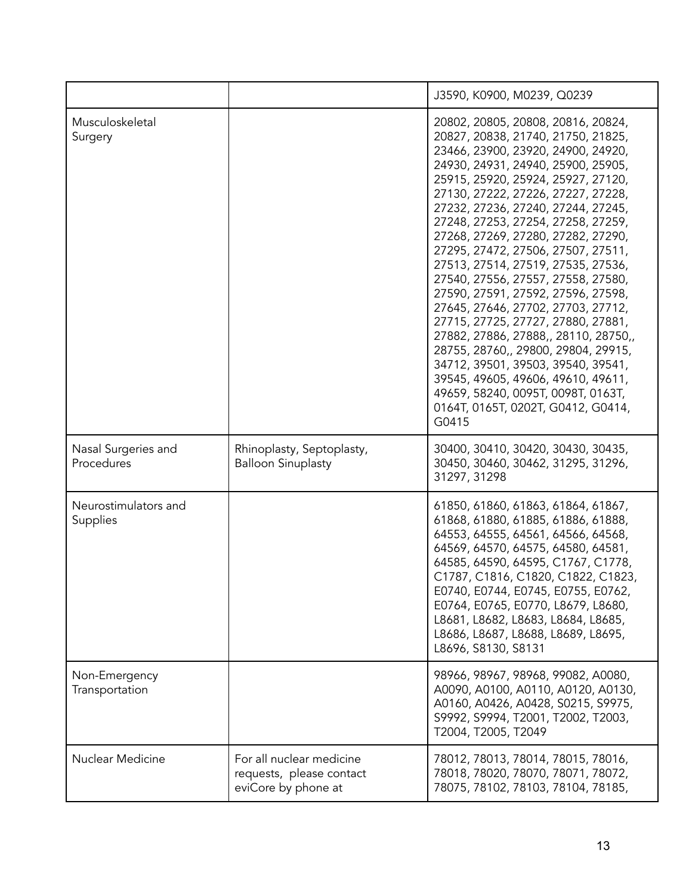| | | J3590, K0900, M0239, Q0239 |
|---|---|---|
| Musculoskeletal Surgery | | 20802, 20805, 20808, 20816, 20824, 20827, 20838, 21740, 21750, 21825, 23466, 23900, 23920, 24900, 24920, 24930, 24931, 24940, 25900, 25905, 25915, 25920, 25924, 25927, 27120, 27130, 27222, 27226, 27227, 27228, 27232, 27236, 27240, 27244, 27245, 27248, 27253, 27254, 27258, 27259, 27268, 27269, 27280, 27282, 27290, 27295, 27472, 27506, 27507, 27511, 27513, 27514, 27519, 27535, 27536, 27540, 27556, 27557, 27558, 27580, 27590, 27591, 27592, 27596, 27598, 27645, 27646, 27702, 27703, 27712, 27715, 27725, 27727, 27880, 27881, 27882, 27886, 27888,, 28110, 28750,, 28755, 28760,, 29800, 29804, 29915, 34712, 39501, 39503, 39540, 39541, 39545, 49605, 49606, 49610, 49611, 49659, 58240, 0095T, 0098T, 0163T, 0164T, 0165T, 0202T, G0412, G0414, G0415 |
| Nasal Surgeries and Procedures | Rhinoplasty, Septoplasty, Balloon Sinuplasty | 30400, 30410, 30420, 30430, 30435, 30450, 30460, 30462, 31295, 31296, 31297, 31298 |
| Neurostimulators and Supplies | | 61850, 61860, 61863, 61864, 61867, 61868, 61880, 61885, 61886, 61888, 64553, 64555, 64561, 64566, 64568, 64569, 64570, 64575, 64580, 64581, 64585, 64590, 64595, C1767, C1778, C1787, C1816, C1820, C1822, C1823, E0740, E0744, E0745, E0755, E0762, E0764, E0765, E0770, L8679, L8680, L8681, L8682, L8683, L8684, L8685, L8686, L8687, L8688, L8689, L8695, L8696, S8130, S8131 |
| Non-Emergency Transportation | | 98966, 98967, 98968, 99082, A0080, A0090, A0100, A0110, A0120, A0130, A0160, A0426, A0428, S0215, S9975, S9992, S9994, T2001, T2002, T2003, T2004, T2005, T2049 |
| Nuclear Medicine | For all nuclear medicine requests, please contact eviCore by phone at | 78012, 78013, 78014, 78015, 78016, 78018, 78020, 78070, 78071, 78072, 78075, 78102, 78103, 78104, 78185, |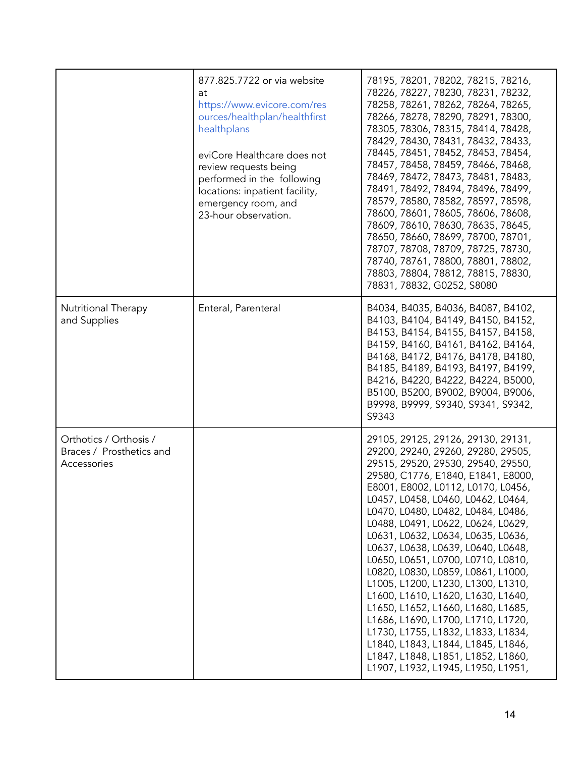| | | |
|---|---|---|
| | 877.825.7722 or via website at https://www.evicore.com/resources/healthplan/healthfirsthealthplans<br><br>eviCore Healthcare does not review requests being performed in the following locations: inpatient facility, emergency room, and 23-hour observation. | 78195, 78201, 78202, 78215, 78216, 78226, 78227, 78230, 78231, 78232, 78258, 78261, 78262, 78264, 78265, 78266, 78278, 78290, 78291, 78300, 78305, 78306, 78315, 78414, 78428, 78429, 78430, 78431, 78432, 78433, 78445, 78451, 78452, 78453, 78454, 78457, 78458, 78459, 78466, 78468, 78469, 78472, 78473, 78481, 78483, 78491, 78492, 78494, 78496, 78499, 78579, 78580, 78582, 78597, 78598, 78600, 78601, 78605, 78606, 78608, 78609, 78610, 78630, 78635, 78645, 78650, 78660, 78699, 78700, 78701, 78707, 78708, 78709, 78725, 78730, 78740, 78761, 78800, 78801, 78802, 78803, 78804, 78812, 78815, 78830, 78831, 78832, G0252, S8080 |
| Nutritional Therapy and Supplies | Enteral, Parenteral | B4034, B4035, B4036, B4087, B4102, B4103, B4104, B4149, B4150, B4152, B4153, B4154, B4155, B4157, B4158, B4159, B4160, B4161, B4162, B4164, B4168, B4172, B4176, B4178, B4180, B4185, B4189, B4193, B4197, B4199, B4216, B4220, B4222, B4224, B5000, B5100, B5200, B9002, B9004, B9006, B9998, B9999, S9340, S9341, S9342, S9343 |
| Orthotics / Orthosis / Braces / Prosthetics and Accessories | | 29105, 29125, 29126, 29130, 29131, 29200, 29240, 29260, 29280, 29505, 29515, 29520, 29530, 29540, 29550, 29580, C1776, E1840, E1841, E8000, E8001, E8002, L0112, L0170, L0456, L0457, L0458, L0460, L0462, L0464, L0470, L0480, L0482, L0484, L0486, L0488, L0491, L0622, L0624, L0629, L0631, L0632, L0634, L0635, L0636, L0637, L0638, L0639, L0640, L0648, L0650, L0651, L0700, L0710, L0810, L0820, L0830, L0859, L0861, L1000, L1005, L1200, L1230, L1300, L1310, L1600, L1610, L1620, L1630, L1640, L1650, L1652, L1660, L1680, L1685, L1686, L1690, L1700, L1710, L1720, L1730, L1755, L1832, L1833, L1834, L1840, L1843, L1844, L1845, L1846, L1847, L1848, L1851, L1852, L1860, L1907, L1932, L1945, L1950, L1951, |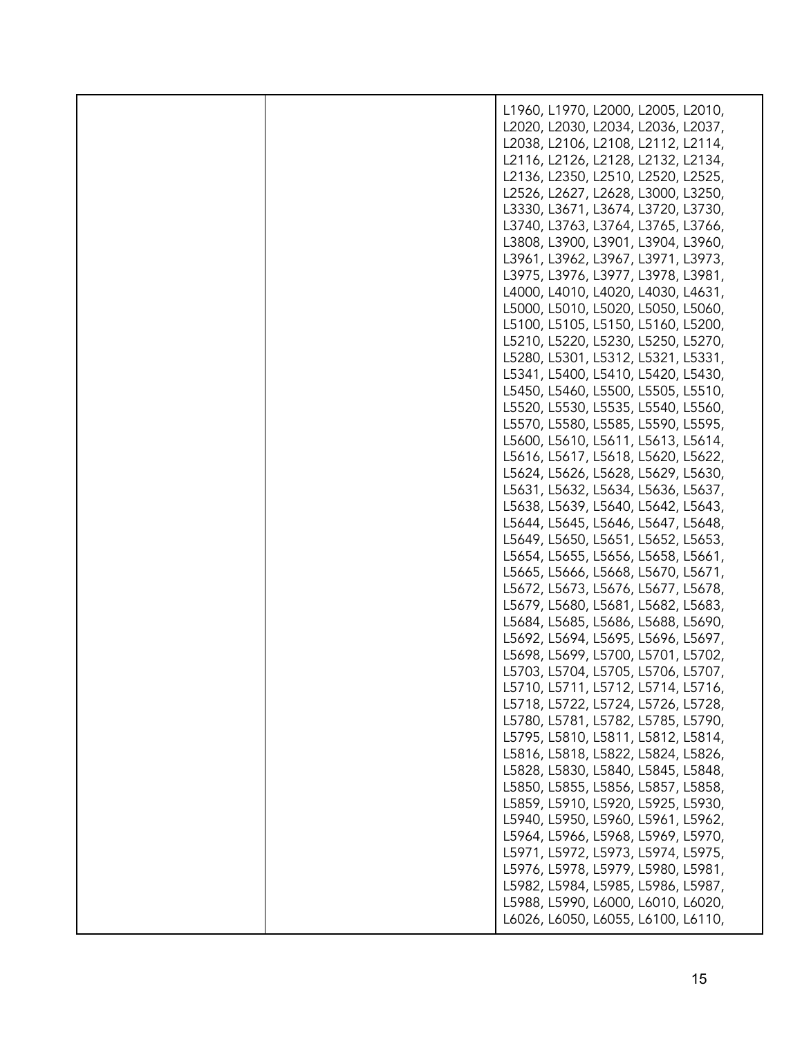|  |  |  |
|---|---|---|
|  |  | L1960, L1970, L2000, L2005, L2010, L2020, L2030, L2034, L2036, L2037, L2038, L2106, L2108, L2112, L2114, L2116, L2126, L2128, L2132, L2134, L2136, L2350, L2510, L2520, L2525, L2526, L2627, L2628, L3000, L3250, L3330, L3671, L3674, L3720, L3730, L3740, L3763, L3764, L3765, L3766, L3808, L3900, L3901, L3904, L3960, L3961, L3962, L3967, L3971, L3973, L3975, L3976, L3977, L3978, L3981, L4000, L4010, L4020, L4030, L4631, L5000, L5010, L5020, L5050, L5060, L5100, L5105, L5150, L5160, L5200, L5210, L5220, L5230, L5250, L5270, L5280, L5301, L5312, L5321, L5331, L5341, L5400, L5410, L5420, L5430, L5450, L5460, L5500, L5505, L5510, L5520, L5530, L5535, L5540, L5560, L5570, L5580, L5585, L5590, L5595, L5600, L5610, L5611, L5613, L5614, L5616, L5617, L5618, L5620, L5622, L5624, L5626, L5628, L5629, L5630, L5631, L5632, L5634, L5636, L5637, L5638, L5639, L5640, L5642, L5643, L5644, L5645, L5646, L5647, L5648, L5649, L5650, L5651, L5652, L5653, L5654, L5655, L5656, L5658, L5661, L5665, L5666, L5668, L5670, L5671, L5672, L5673, L5676, L5677, L5678, L5679, L5680, L5681, L5682, L5683, L5684, L5685, L5686, L5688, L5690, L5692, L5694, L5695, L5696, L5697, L5698, L5699, L5700, L5701, L5702, L5703, L5704, L5705, L5706, L5707, L5710, L5711, L5712, L5714, L5716, L5718, L5722, L5724, L5726, L5728, L5780, L5781, L5782, L5785, L5790, L5795, L5810, L5811, L5812, L5814, L5816, L5818, L5822, L5824, L5826, L5828, L5830, L5840, L5845, L5848, L5850, L5855, L5856, L5857, L5858, L5859, L5910, L5920, L5925, L5930, L5940, L5950, L5960, L5961, L5962, L5964, L5966, L5968, L5969, L5970, L5971, L5972, L5973, L5974, L5975, L5976, L5978, L5979, L5980, L5981, L5982, L5984, L5985, L5986, L5987, L5988, L5990, L6000, L6010, L6020, L6026, L6050, L6055, L6100, L6110, |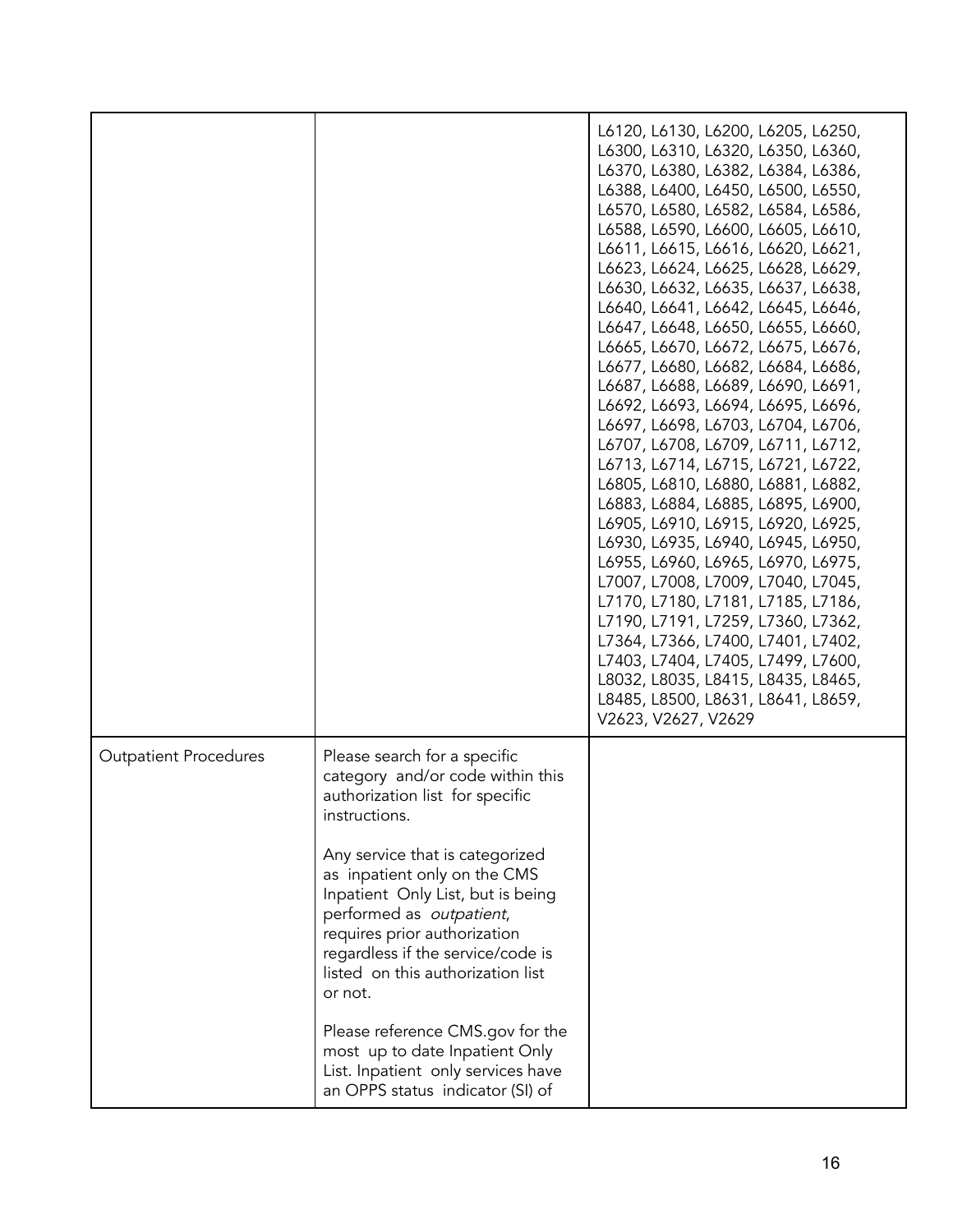| | | |
|---|---|---|
| | | L6120, L6130, L6200, L6205, L6250, L6300, L6310, L6320, L6350, L6360, L6370, L6380, L6382, L6384, L6386, L6388, L6400, L6450, L6500, L6550, L6570, L6580, L6582, L6584, L6586, L6588, L6590, L6600, L6605, L6610, L6611, L6615, L6616, L6620, L6621, L6623, L6624, L6625, L6628, L6629, L6630, L6632, L6635, L6637, L6638, L6640, L6641, L6642, L6645, L6646, L6647, L6648, L6650, L6655, L6660, L6665, L6670, L6672, L6675, L6676, L6677, L6680, L6682, L6684, L6686, L6687, L6688, L6689, L6690, L6691, L6692, L6693, L6694, L6695, L6696, L6697, L6698, L6703, L6704, L6706, L6707, L6708, L6709, L6711, L6712, L6713, L6714, L6715, L6721, L6722, L6805, L6810, L6880, L6881, L6882, L6883, L6884, L6885, L6895, L6900, L6905, L6910, L6915, L6920, L6925, L6930, L6935, L6940, L6945, L6950, L6955, L6960, L6965, L6970, L6975, L7007, L7008, L7009, L7040, L7045, L7170, L7180, L7181, L7185, L7186, L7190, L7191, L7259, L7360, L7362, L7364, L7366, L7400, L7401, L7402, L7403, L7404, L7405, L7499, L7600, L8032, L8035, L8415, L8435, L8465, L8485, L8500, L8631, L8641, L8659, V2623, V2627, V2629 |
| Outpatient Procedures | Please search for a specific category and/or code within this authorization list for specific instructions.<br><br>Any service that is categorized as inpatient only on the CMS Inpatient Only List, but is being performed as *outpatient*, requires prior authorization regardless if the service/code is listed on this authorization list or not.<br><br>Please reference CMS.gov for the most up to date Inpatient Only List. Inpatient only services have an OPPS status indicator (SI) of | |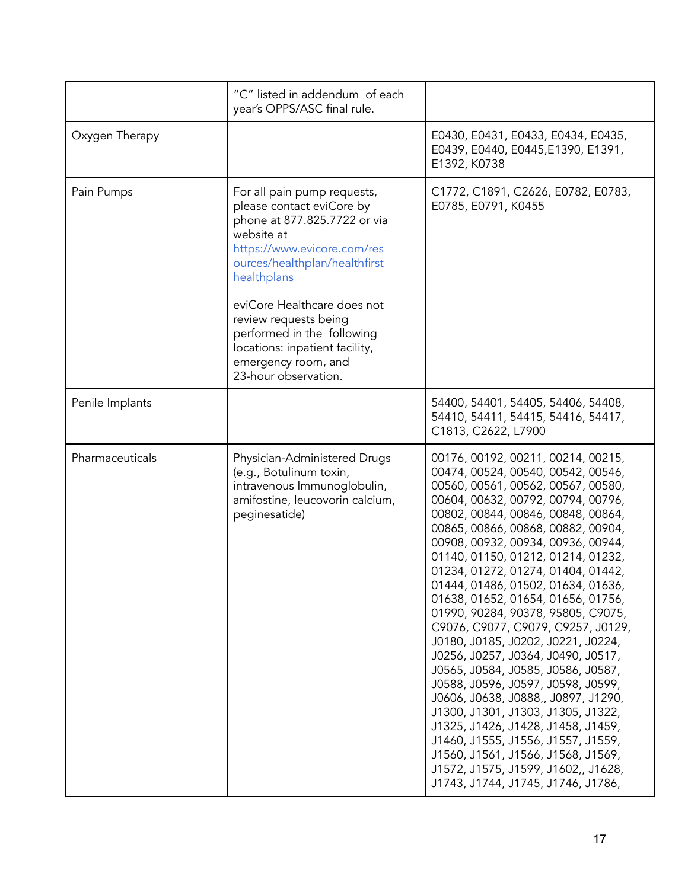| | | |
|---|---|---|
| | "C" listed in addendum of each year's OPPS/ASC final rule. | |
| Oxygen Therapy | | E0430, E0431, E0433, E0434, E0435, E0439, E0440, E0445,E1390, E1391, E1392, K0738 |
| Pain Pumps | For all pain pump requests, please contact eviCore by phone at 877.825.7722 or via website at https://www.evicore.com/resources/healthplan/healthfirst healthplans<br><br>eviCore Healthcare does not review requests being performed in the following locations: inpatient facility, emergency room, and 23-hour observation. | C1772, C1891, C2626, E0782, E0783, E0785, E0791, K0455 |
| Penile Implants | | 54400, 54401, 54405, 54406, 54408, 54410, 54411, 54415, 54416, 54417, C1813, C2622, L7900 |
| Pharmaceuticals | Physician-Administered Drugs (e.g., Botulinum toxin, intravenous Immunoglobulin, amifostine, leucovorin calcium, peginesatide) | 00176, 00192, 00211, 00214, 00215, 00474, 00524, 00540, 00542, 00546, 00560, 00561, 00562, 00567, 00580, 00604, 00632, 00792, 00794, 00796, 00802, 00844, 00846, 00848, 00864, 00865, 00866, 00868, 00882, 00904, 00908, 00932, 00934, 00936, 00944, 01140, 01150, 01212, 01214, 01232, 01234, 01272, 01274, 01404, 01442, 01444, 01486, 01502, 01634, 01636, 01638, 01652, 01654, 01656, 01756, 01990, 90284, 90378, 95805, C9075, C9076, C9077, C9079, C9257, J0129, J0180, J0185, J0202, J0221, J0224, J0256, J0257, J0364, J0490, J0517, J0565, J0584, J0585, J0586, J0587, J0588, J0596, J0597, J0598, J0599, J0606, J0638, J0888,, J0897, J1290, J1300, J1301, J1303, J1305, J1322, J1325, J1426, J1428, J1458, J1459, J1460, J1555, J1556, J1557, J1559, J1560, J1561, J1566, J1568, J1569, J1572, J1575, J1599, J1602,, J1628, J1743, J1744, J1745, J1746, J1786, |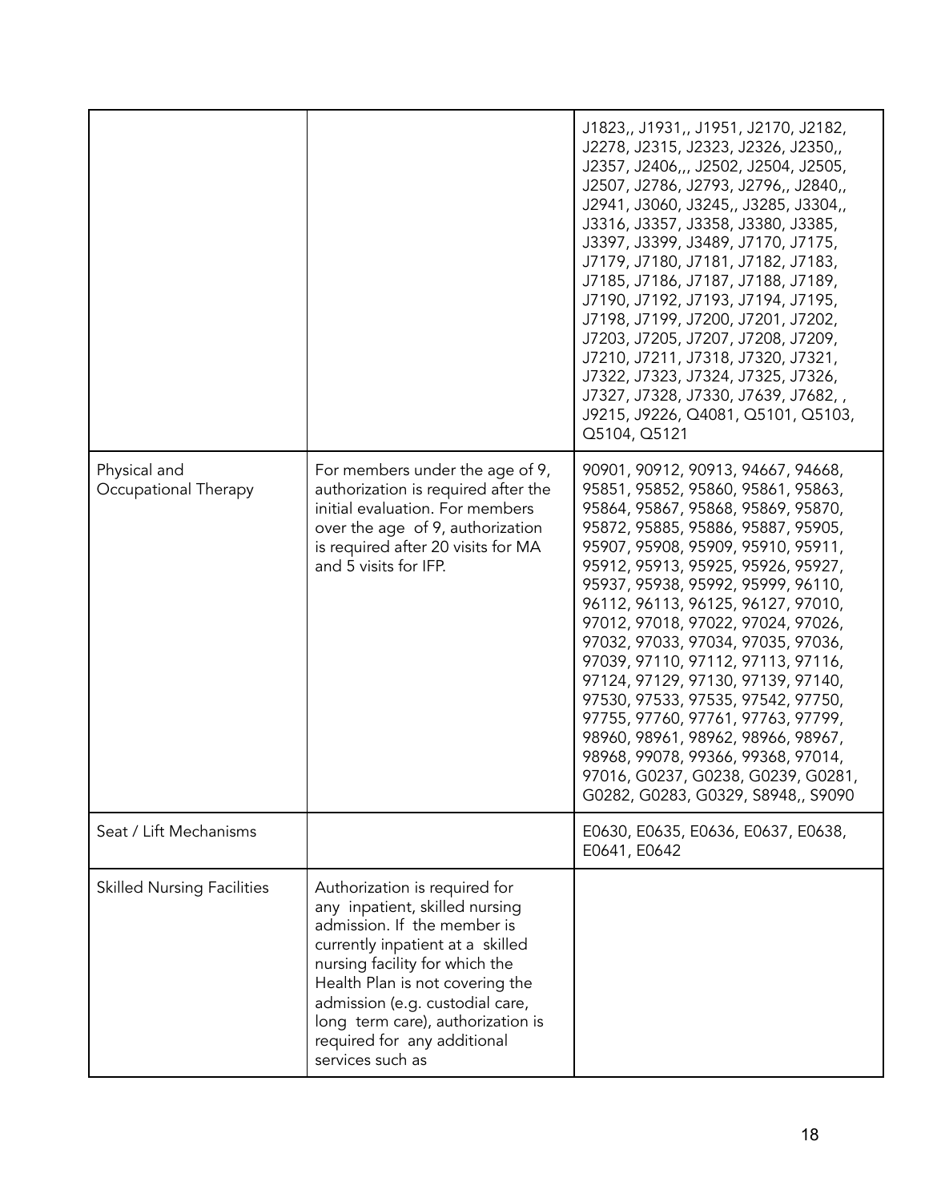| | | |
|---|---|---|
| | | J1823,, J1931,, J1951, J2170, J2182, J2278, J2315, J2323, J2326, J2350,, J2357, J2406,,, J2502, J2504, J2505, J2507, J2786, J2793, J2796,, J2840,, J2941, J3060, J3245,, J3285, J3304,, J3316, J3357, J3358, J3380, J3385, J3397, J3399, J3489, J7170, J7175, J7179, J7180, J7181, J7182, J7183, J7185, J7186, J7187, J7188, J7189, J7190, J7192, J7193, J7194, J7195, J7198, J7199, J7200, J7201, J7202, J7203, J7205, J7207, J7208, J7209, J7210, J7211, J7318, J7320, J7321, J7322, J7323, J7324, J7325, J7326, J7327, J7328, J7330, J7639, J7682, , J9215, J9226, Q4081, Q5101, Q5103, Q5104, Q5121 |
| Physical and Occupational Therapy | For members under the age of 9, authorization is required after the initial evaluation. For members over the age of 9, authorization is required after 20 visits for MA and 5 visits for IFP. | 90901, 90912, 90913, 94667, 94668, 95851, 95852, 95860, 95861, 95863, 95864, 95867, 95868, 95869, 95870, 95872, 95885, 95886, 95887, 95905, 95907, 95908, 95909, 95910, 95911, 95912, 95913, 95925, 95926, 95927, 95937, 95938, 95992, 95999, 96110, 96112, 96113, 96125, 96127, 97010, 97012, 97018, 97022, 97024, 97026, 97032, 97033, 97034, 97035, 97036, 97039, 97110, 97112, 97113, 97116, 97124, 97129, 97130, 97139, 97140, 97530, 97533, 97535, 97542, 97750, 97755, 97760, 97761, 97763, 97799, 98960, 98961, 98962, 98966, 98967, 98968, 99078, 99366, 99368, 97014, 97016, G0237, G0238, G0239, G0281, G0282, G0283, G0329, S8948,, S9090 |
| Seat / Lift Mechanisms | | E0630, E0635, E0636, E0637, E0638, E0641, E0642 |
| Skilled Nursing Facilities | Authorization is required for any inpatient, skilled nursing admission. If the member is currently inpatient at a skilled nursing facility for which the Health Plan is not covering the admission (e.g. custodial care, long term care), authorization is required for any additional services such as | |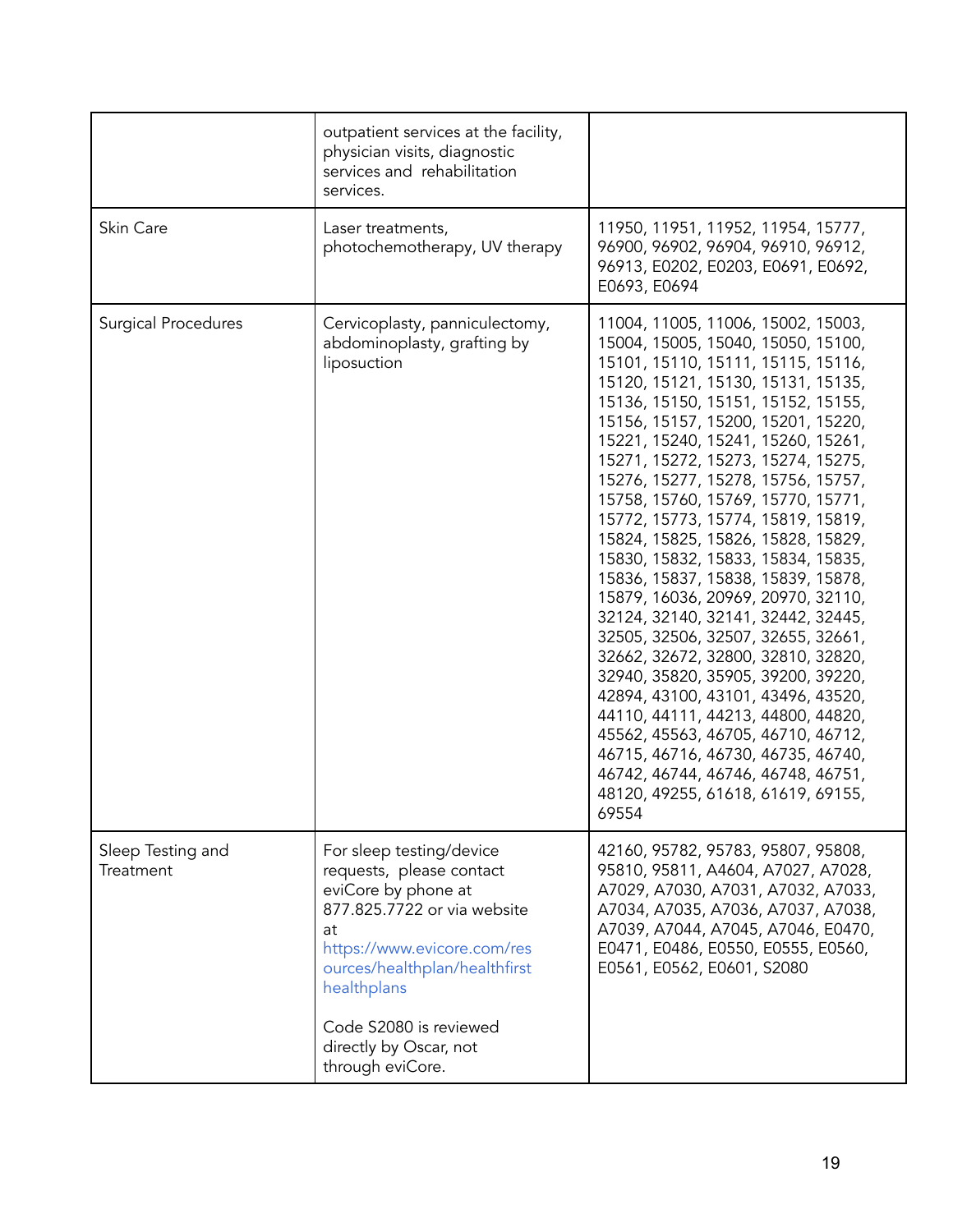| | | |
|---|---|---|
| | outpatient services at the facility, physician visits, diagnostic services and rehabilitation services. | |
| Skin Care | Laser treatments, photochemotherapy, UV therapy | 11950, 11951, 11952, 11954, 15777, 96900, 96902, 96904, 96910, 96912, 96913, E0202, E0203, E0691, E0692, E0693, E0694 |
| Surgical Procedures | Cervicoplasty, panniculectomy, abdominoplasty, grafting by liposuction | 11004, 11005, 11006, 15002, 15003, 15004, 15005, 15040, 15050, 15100, 15101, 15110, 15111, 15115, 15116, 15120, 15121, 15130, 15131, 15135, 15136, 15150, 15151, 15152, 15155, 15156, 15157, 15200, 15201, 15220, 15221, 15240, 15241, 15260, 15261, 15271, 15272, 15273, 15274, 15275, 15276, 15277, 15278, 15756, 15757, 15758, 15760, 15769, 15770, 15771, 15772, 15773, 15774, 15819, 15819, 15824, 15825, 15826, 15828, 15829, 15830, 15832, 15833, 15834, 15835, 15836, 15837, 15838, 15839, 15878, 15879, 16036, 20969, 20970, 32110, 32124, 32140, 32141, 32442, 32445, 32505, 32506, 32507, 32655, 32661, 32662, 32672, 32800, 32810, 32820, 32940, 35820, 35905, 39200, 39220, 42894, 43100, 43101, 43496, 43520, 44110, 44111, 44213, 44800, 44820, 45562, 45563, 46705, 46710, 46712, 46715, 46716, 46730, 46735, 46740, 46742, 46744, 46746, 46748, 46751, 48120, 49255, 61618, 61619, 69155, 69554 |
| Sleep Testing and Treatment | For sleep testing/device requests, please contact eviCore by phone at 877.825.7722 or via website at https://www.evicore.com/resources/healthplan/healthfirsthealthplans<br><br>Code S2080 is reviewed directly by Oscar, not through eviCore. | 42160, 95782, 95783, 95807, 95808, 95810, 95811, A4604, A7027, A7028, A7029, A7030, A7031, A7032, A7033, A7034, A7035, A7036, A7037, A7038, A7039, A7044, A7045, A7046, E0470, E0471, E0486, E0550, E0555, E0560, E0561, E0562, E0601, S2080 |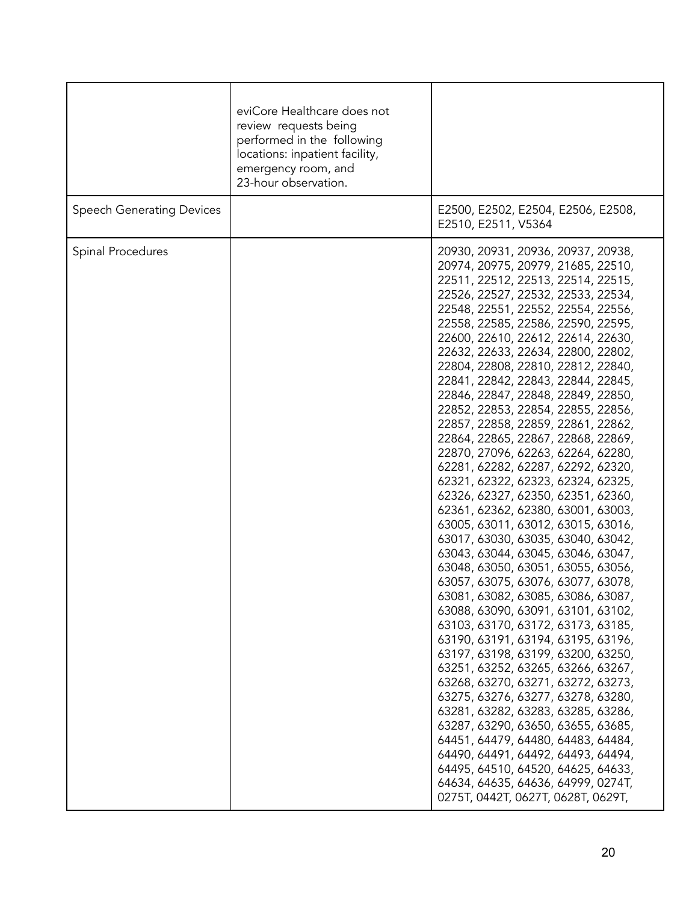| | | |
|---|---|---|
| | eviCore Healthcare does not review requests being performed in the following locations: inpatient facility, emergency room, and 23-hour observation. | |
| Speech Generating Devices | | E2500, E2502, E2504, E2506, E2508, E2510, E2511, V5364 |
| Spinal Procedures | | 20930, 20931, 20936, 20937, 20938, 20974, 20975, 20979, 21685, 22510, 22511, 22512, 22513, 22514, 22515, 22526, 22527, 22532, 22533, 22534, 22548, 22551, 22552, 22554, 22556, 22558, 22585, 22586, 22590, 22595, 22600, 22610, 22612, 22614, 22630, 22632, 22633, 22634, 22800, 22802, 22804, 22808, 22810, 22812, 22840, 22841, 22842, 22843, 22844, 22845, 22846, 22847, 22848, 22849, 22850, 22852, 22853, 22854, 22855, 22856, 22857, 22858, 22859, 22861, 22862, 22864, 22865, 22867, 22868, 22869, 22870, 27096, 62263, 62264, 62280, 62281, 62282, 62287, 62292, 62320, 62321, 62322, 62323, 62324, 62325, 62326, 62327, 62350, 62351, 62360, 62361, 62362, 62380, 63001, 63003, 63005, 63011, 63012, 63015, 63016, 63017, 63030, 63035, 63040, 63042, 63043, 63044, 63045, 63046, 63047, 63048, 63050, 63051, 63055, 63056, 63057, 63075, 63076, 63077, 63078, 63081, 63082, 63085, 63086, 63087, 63088, 63090, 63091, 63101, 63102, 63103, 63170, 63172, 63173, 63185, 63190, 63191, 63194, 63195, 63196, 63197, 63198, 63199, 63200, 63250, 63251, 63252, 63265, 63266, 63267, 63268, 63270, 63271, 63272, 63273, 63275, 63276, 63277, 63278, 63280, 63281, 63282, 63283, 63285, 63286, 63287, 63290, 63650, 63655, 63685, 64451, 64479, 64480, 64483, 64484, 64490, 64491, 64492, 64493, 64494, 64495, 64510, 64520, 64625, 64633, 64634, 64635, 64636, 64999, 0274T, 0275T, 0442T, 0627T, 0628T, 0629T, |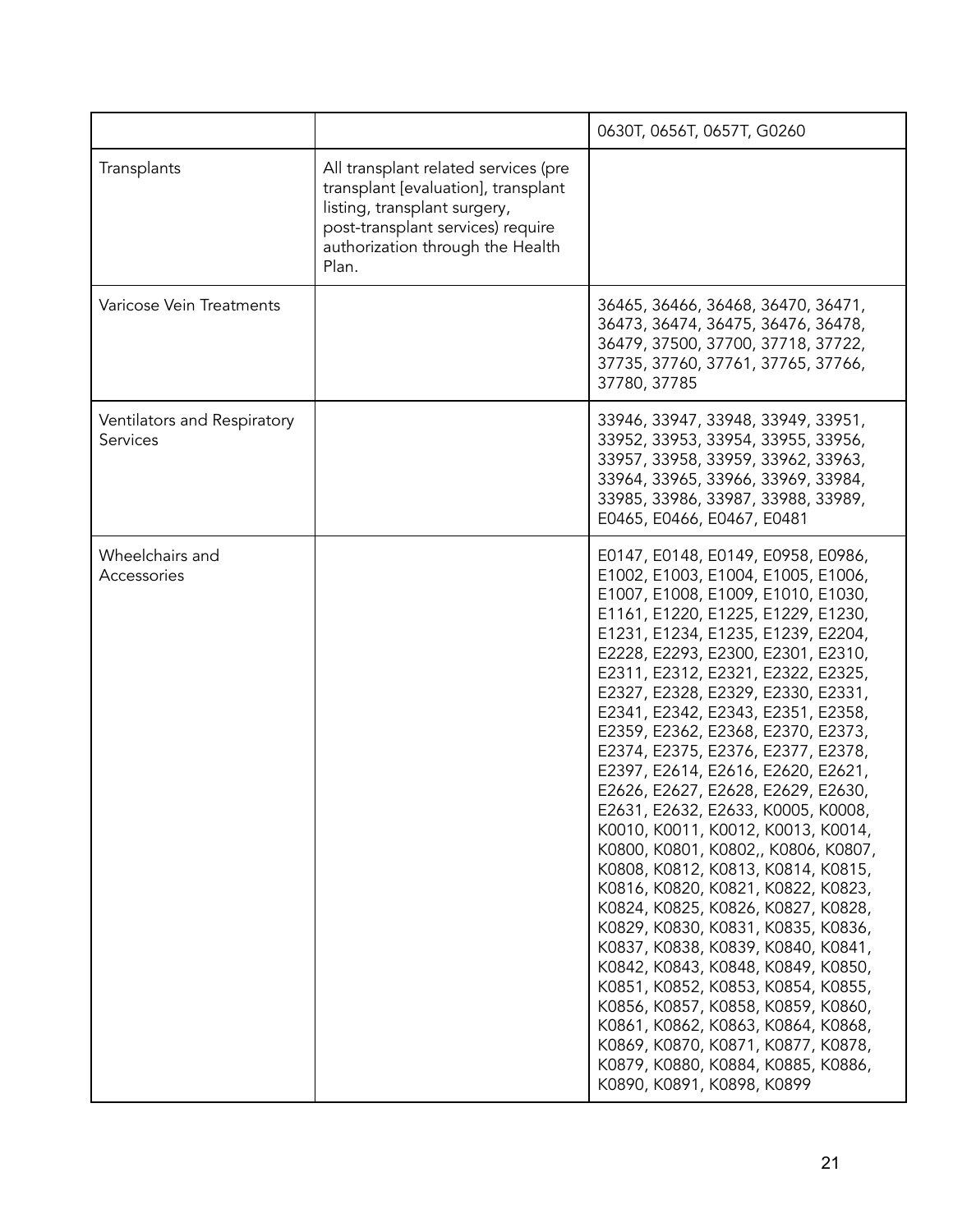| | | |
|---|---|---|
| | | 0630T, 0656T, 0657T, G0260 |
| Transplants | All transplant related services (pre transplant [evaluation], transplant listing, transplant surgery, post-transplant services) require authorization through the Health Plan. | |
| Varicose Vein Treatments | | 36465, 36466, 36468, 36470, 36471, 36473, 36474, 36475, 36476, 36478, 36479, 37500, 37700, 37718, 37722, 37735, 37760, 37761, 37765, 37766, 37780, 37785 |
| Ventilators and Respiratory Services | | 33946, 33947, 33948, 33949, 33951, 33952, 33953, 33954, 33955, 33956, 33957, 33958, 33959, 33962, 33963, 33964, 33965, 33966, 33969, 33984, 33985, 33986, 33987, 33988, 33989, E0465, E0466, E0467, E0481 |
| Wheelchairs and Accessories | | E0147, E0148, E0149, E0958, E0986, E1002, E1003, E1004, E1005, E1006, E1007, E1008, E1009, E1010, E1030, E1161, E1220, E1225, E1229, E1230, E1231, E1234, E1235, E1239, E2204, E2228, E2293, E2300, E2301, E2310, E2311, E2312, E2321, E2322, E2325, E2327, E2328, E2329, E2330, E2331, E2341, E2342, E2343, E2351, E2358, E2359, E2362, E2368, E2370, E2373, E2374, E2375, E2376, E2377, E2378, E2397, E2614, E2616, E2620, E2621, E2626, E2627, E2628, E2629, E2630, E2631, E2632, E2633, K0005, K0008, K0010, K0011, K0012, K0013, K0014, K0800, K0801, K0802,, K0806, K0807, K0808, K0812, K0813, K0814, K0815, K0816, K0820, K0821, K0822, K0823, K0824, K0825, K0826, K0827, K0828, K0829, K0830, K0831, K0835, K0836, K0837, K0838, K0839, K0840, K0841, K0842, K0843, K0848, K0849, K0850, K0851, K0852, K0853, K0854, K0855, K0856, K0857, K0858, K0859, K0860, K0861, K0862, K0863, K0864, K0868, K0869, K0870, K0871, K0877, K0878, K0879, K0880, K0884, K0885, K0886, K0890, K0891, K0898, K0899 |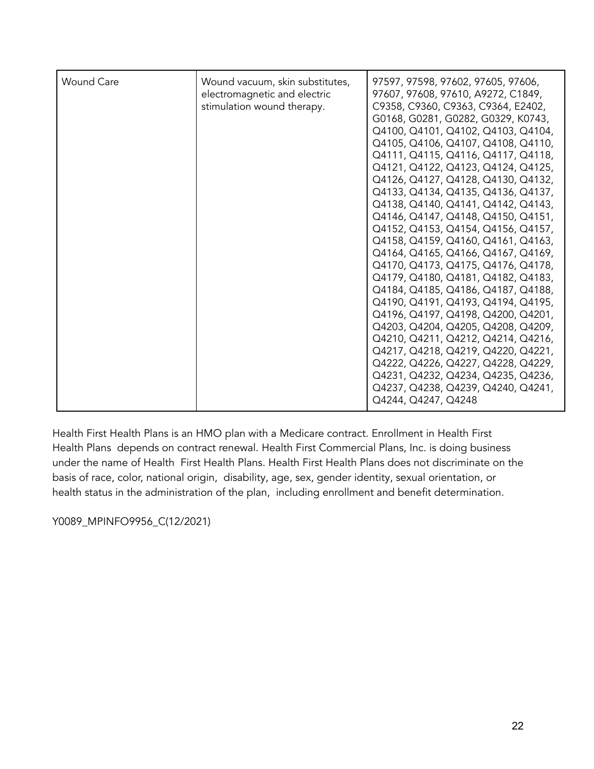| | | |
|---|---|---|
| Wound Care | Wound vacuum, skin substitutes, electromagnetic and electric stimulation wound therapy. | 97597, 97598, 97602, 97605, 97606, 97607, 97608, 97610, A9272, C1849, C9358, C9360, C9363, C9364, E2402, G0168, G0281, G0282, G0329, K0743, Q4100, Q4101, Q4102, Q4103, Q4104, Q4105, Q4106, Q4107, Q4108, Q4110, Q4111, Q4115, Q4116, Q4117, Q4118, Q4121, Q4122, Q4123, Q4124, Q4125, Q4126, Q4127, Q4128, Q4130, Q4132, Q4133, Q4134, Q4135, Q4136, Q4137, Q4138, Q4140, Q4141, Q4142, Q4143, Q4146, Q4147, Q4148, Q4150, Q4151, Q4152, Q4153, Q4154, Q4156, Q4157, Q4158, Q4159, Q4160, Q4161, Q4163, Q4164, Q4165, Q4166, Q4167, Q4169, Q4170, Q4173, Q4175, Q4176, Q4178, Q4179, Q4180, Q4181, Q4182, Q4183, Q4184, Q4185, Q4186, Q4187, Q4188, Q4190, Q4191, Q4193, Q4194, Q4195, Q4196, Q4197, Q4198, Q4200, Q4201, Q4203, Q4204, Q4205, Q4208, Q4209, Q4210, Q4211, Q4212, Q4214, Q4216, Q4217, Q4218, Q4219, Q4220, Q4221, Q4222, Q4226, Q4227, Q4228, Q4229, Q4231, Q4232, Q4234, Q4235, Q4236, Q4237, Q4238, Q4239, Q4240, Q4241, Q4244, Q4247, Q4248 |

Health First Health Plans is an HMO plan with a Medicare contract. Enrollment in Health First Health Plans depends on contract renewal. Health First Commercial Plans, Inc. is doing business under the name of Health First Health Plans. Health First Health Plans does not discriminate on the basis of race, color, national origin, disability, age, sex, gender identity, sexual orientation, or health status in the administration of the plan, including enrollment and benefit determination.

Y0089_MPINFO9956_C(12/2021)